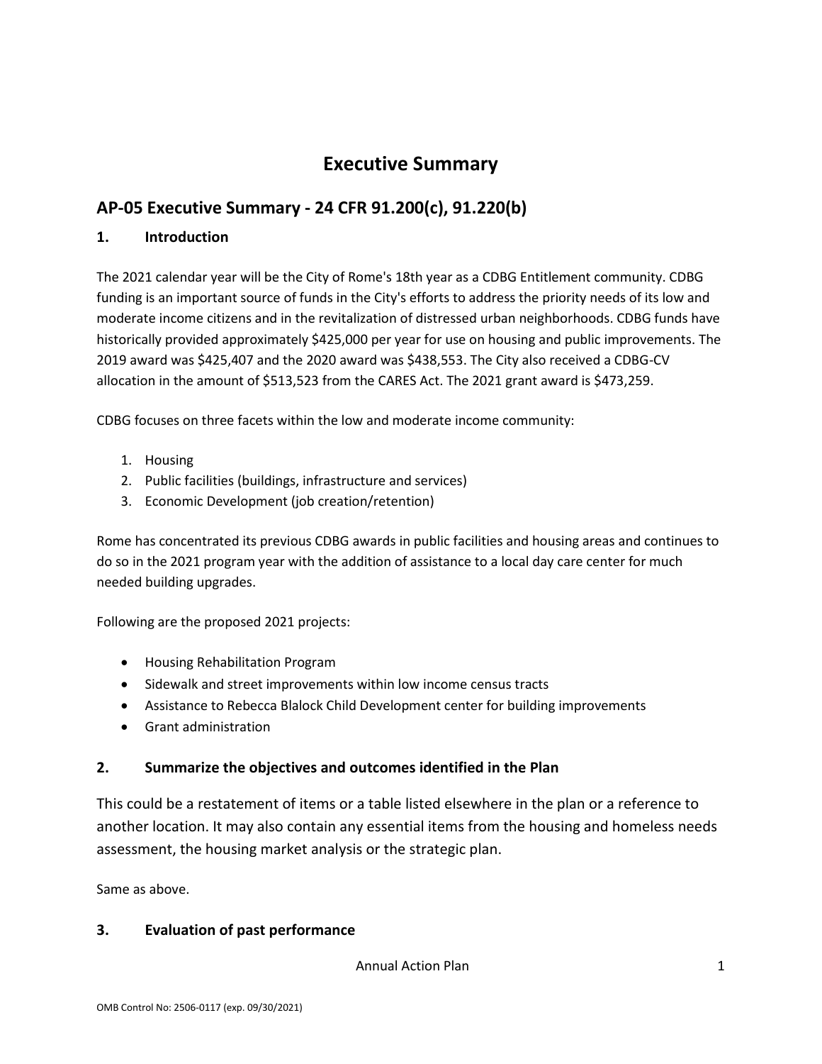# Executive Summary

## AP-05 Executive Summary - 24 CFR 91.200(c), 91.220(b)

### 1. Introduction

The 2021 calendar year will be the City of Rome's 18th year as a CDBG Entitlement community. CDBG funding is an important source of funds in the City's efforts to address the priority needs of its low and moderate income citizens and in the revitalization of distressed urban neighborhoods. CDBG funds have historically provided approximately $425,000 per year for use on housing and public improvements. The 2019 award was $425,407 and the 2020 award was $438,553. The City also received a CDBG-CV allocation in the amount of $513,523 from the CARES Act. The 2021 grant award is $473,259.

CDBG focuses on three facets within the low and moderate income community:

1. Housing
2. Public facilities (buildings, infrastructure and services)
3. Economic Development (job creation/retention)

Rome has concentrated its previous CDBG awards in public facilities and housing areas and continues to do so in the 2021 program year with the addition of assistance to a local day care center for much needed building upgrades.

Following are the proposed 2021 projects:

- Housing Rehabilitation Program
- Sidewalk and street improvements within low income census tracts
- Assistance to Rebecca Blalock Child Development center for building improvements
- Grant administration

### 2. Summarize the objectives and outcomes identified in the Plan

This could be a restatement of items or a table listed elsewhere in the plan or a reference to another location. It may also contain any essential items from the housing and homeless needs assessment, the housing market analysis or the strategic plan.

Same as above.

### 3. Evaluation of past performance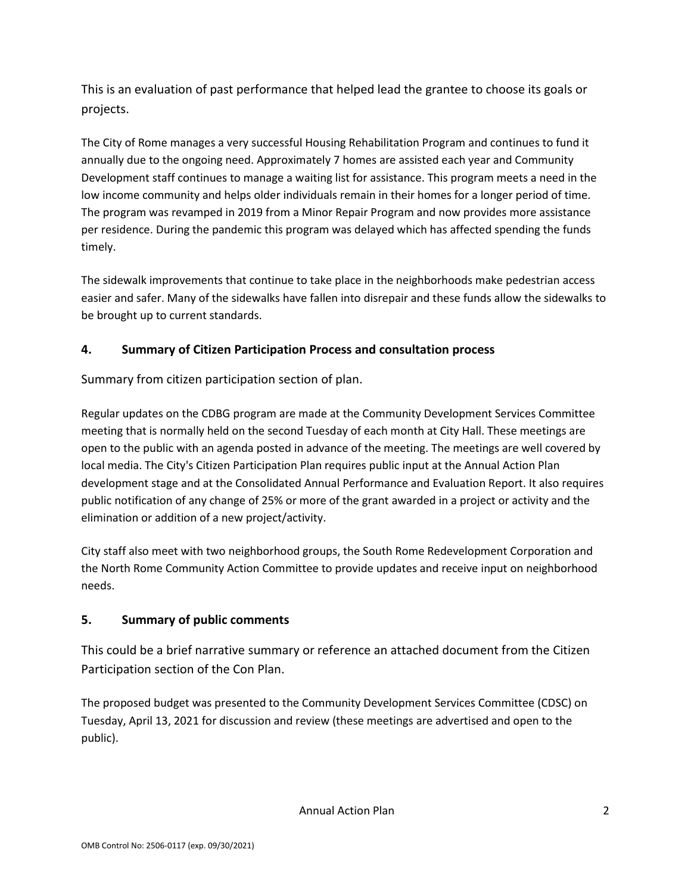This is an evaluation of past performance that helped lead the grantee to choose its goals or projects.

The City of Rome manages a very successful Housing Rehabilitation Program and continues to fund it annually due to the ongoing need. Approximately 7 homes are assisted each year and Community Development staff continues to manage a waiting list for assistance. This program meets a need in the low income community and helps older individuals remain in their homes for a longer period of time. The program was revamped in 2019 from a Minor Repair Program and now provides more assistance per residence. During the pandemic this program was delayed which has affected spending the funds timely.

The sidewalk improvements that continue to take place in the neighborhoods make pedestrian access easier and safer. Many of the sidewalks have fallen into disrepair and these funds allow the sidewalks to be brought up to current standards.

### 4. Summary of Citizen Participation Process and consultation process

Summary from citizen participation section of plan.

Regular updates on the CDBG program are made at the Community Development Services Committee meeting that is normally held on the second Tuesday of each month at City Hall. These meetings are open to the public with an agenda posted in advance of the meeting. The meetings are well covered by local media. The City's Citizen Participation Plan requires public input at the Annual Action Plan development stage and at the Consolidated Annual Performance and Evaluation Report. It also requires public notification of any change of 25% or more of the grant awarded in a project or activity and the elimination or addition of a new project/activity.

City staff also meet with two neighborhood groups, the South Rome Redevelopment Corporation and the North Rome Community Action Committee to provide updates and receive input on neighborhood needs.

### 5. Summary of public comments

This could be a brief narrative summary or reference an attached document from the Citizen Participation section of the Con Plan.

The proposed budget was presented to the Community Development Services Committee (CDSC) on Tuesday, April 13, 2021 for discussion and review (these meetings are advertised and open to the public).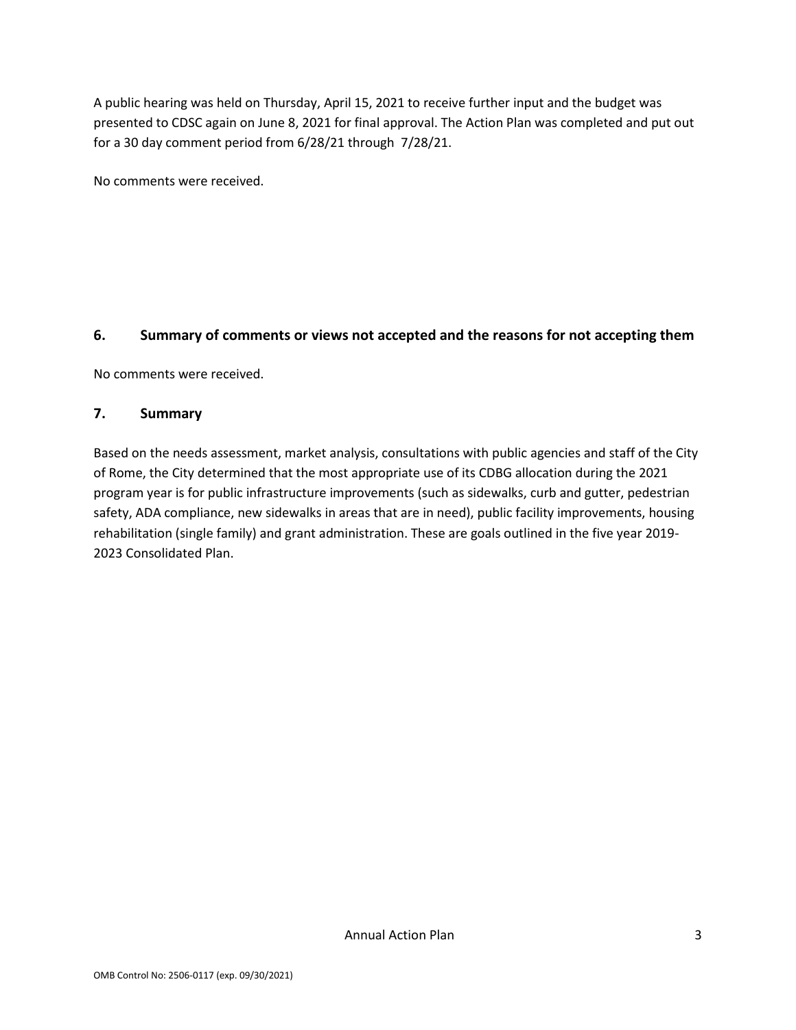A public hearing was held on Thursday, April 15, 2021 to receive further input and the budget was presented to CDSC again on June 8, 2021 for final approval. The Action Plan was completed and put out for a 30 day comment period from 6/28/21 through 7/28/21.

No comments were received.

## 6. Summary of comments or views not accepted and the reasons for not accepting them

No comments were received.

## 7. Summary

Based on the needs assessment, market analysis, consultations with public agencies and staff of the City of Rome, the City determined that the most appropriate use of its CDBG allocation during the 2021 program year is for public infrastructure improvements (such as sidewalks, curb and gutter, pedestrian safety, ADA compliance, new sidewalks in areas that are in need), public facility improvements, housing rehabilitation (single family) and grant administration. These are goals outlined in the five year 2019-2023 Consolidated Plan.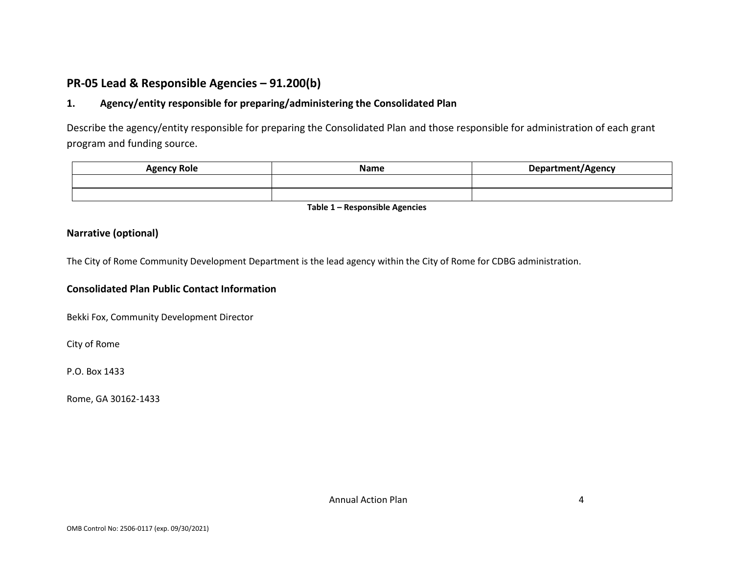## PR-05 Lead & Responsible Agencies – 91.200(b)

### 1. Agency/entity responsible for preparing/administering the Consolidated Plan

Describe the agency/entity responsible for preparing the Consolidated Plan and those responsible for administration of each grant program and funding source.

| Agency Role | Name | Department/Agency |
| --- | --- | --- |
| | | |
| | | |

**Table 1 – Responsible Agencies**

### Narrative (optional)

The City of Rome Community Development Department is the lead agency within the City of Rome for CDBG administration.

### Consolidated Plan Public Contact Information

Bekki Fox, Community Development Director

City of Rome

P.O. Box 1433

Rome, GA 30162-1433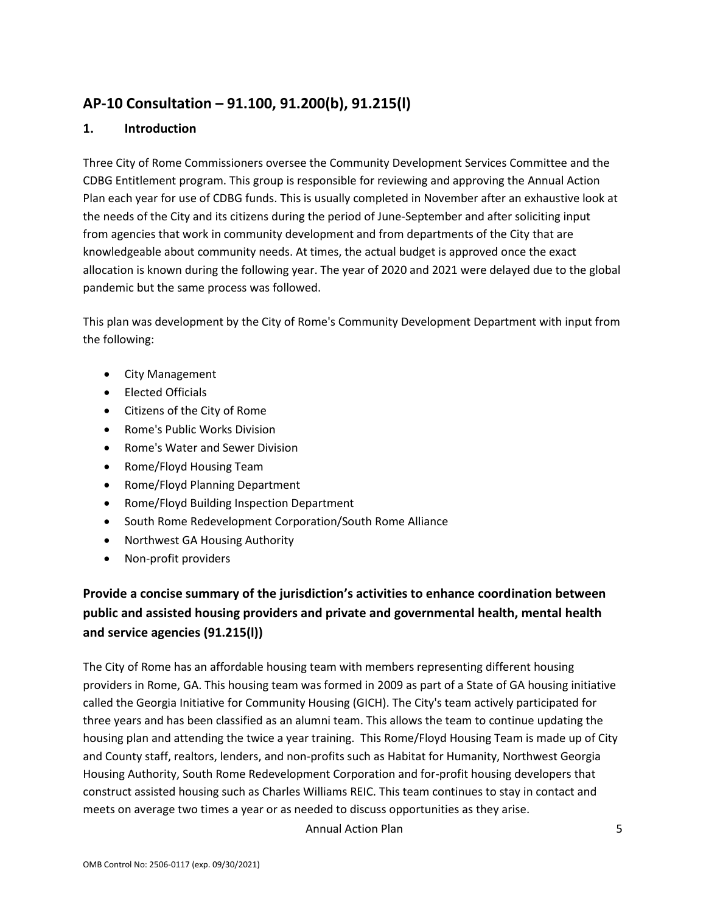## AP-10 Consultation – 91.100, 91.200(b), 91.215(l)

### 1. Introduction

Three City of Rome Commissioners oversee the Community Development Services Committee and the CDBG Entitlement program. This group is responsible for reviewing and approving the Annual Action Plan each year for use of CDBG funds. This is usually completed in November after an exhaustive look at the needs of the City and its citizens during the period of June-September and after soliciting input from agencies that work in community development and from departments of the City that are knowledgeable about community needs. At times, the actual budget is approved once the exact allocation is known during the following year. The year of 2020 and 2021 were delayed due to the global pandemic but the same process was followed.

This plan was development by the City of Rome's Community Development Department with input from the following:

- City Management
- Elected Officials
- Citizens of the City of Rome
- Rome's Public Works Division
- Rome's Water and Sewer Division
- Rome/Floyd Housing Team
- Rome/Floyd Planning Department
- Rome/Floyd Building Inspection Department
- South Rome Redevelopment Corporation/South Rome Alliance
- Northwest GA Housing Authority
- Non-profit providers

### Provide a concise summary of the jurisdiction's activities to enhance coordination between public and assisted housing providers and private and governmental health, mental health and service agencies (91.215(l))

The City of Rome has an affordable housing team with members representing different housing providers in Rome, GA. This housing team was formed in 2009 as part of a State of GA housing initiative called the Georgia Initiative for Community Housing (GICH). The City's team actively participated for three years and has been classified as an alumni team. This allows the team to continue updating the housing plan and attending the twice a year training. This Rome/Floyd Housing Team is made up of City and County staff, realtors, lenders, and non-profits such as Habitat for Humanity, Northwest Georgia Housing Authority, South Rome Redevelopment Corporation and for-profit housing developers that construct assisted housing such as Charles Williams REIC. This team continues to stay in contact and meets on average two times a year or as needed to discuss opportunities as they arise.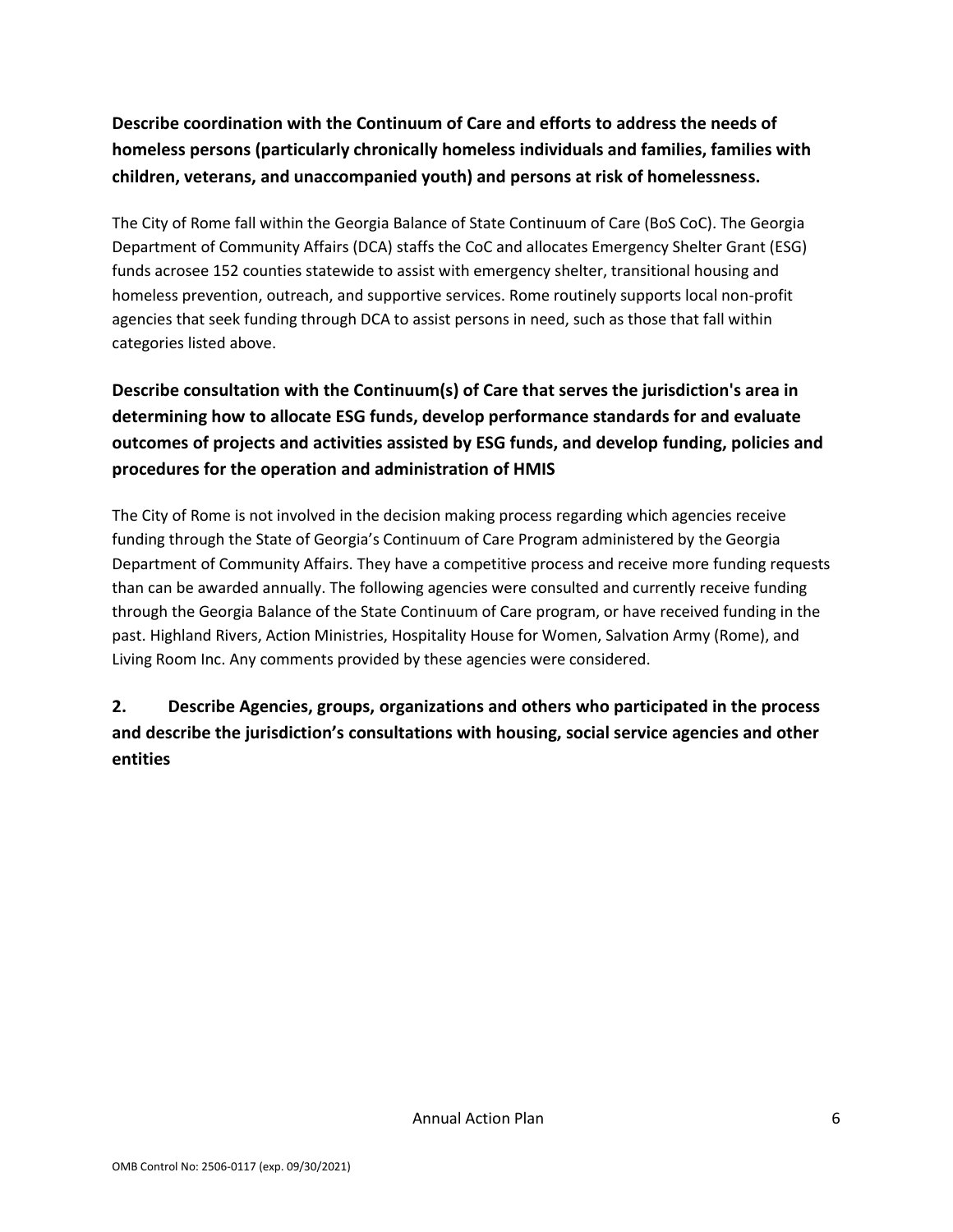**Describe coordination with the Continuum of Care and efforts to address the needs of homeless persons (particularly chronically homeless individuals and families, families with children, veterans, and unaccompanied youth) and persons at risk of homelessness.**

The City of Rome fall within the Georgia Balance of State Continuum of Care (BoS CoC). The Georgia Department of Community Affairs (DCA) staffs the CoC and allocates Emergency Shelter Grant (ESG) funds acrosee 152 counties statewide to assist with emergency shelter, transitional housing and homeless prevention, outreach, and supportive services. Rome routinely supports local non-profit agencies that seek funding through DCA to assist persons in need, such as those that fall within categories listed above.

**Describe consultation with the Continuum(s) of Care that serves the jurisdiction's area in determining how to allocate ESG funds, develop performance standards for and evaluate outcomes of projects and activities assisted by ESG funds, and develop funding, policies and procedures for the operation and administration of HMIS**

The City of Rome is not involved in the decision making process regarding which agencies receive funding through the State of Georgia's Continuum of Care Program administered by the Georgia Department of Community Affairs. They have a competitive process and receive more funding requests than can be awarded annually. The following agencies were consulted and currently receive funding through the Georgia Balance of the State Continuum of Care program, or have received funding in the past. Highland Rivers, Action Ministries, Hospitality House for Women, Salvation Army (Rome), and Living Room Inc. Any comments provided by these agencies were considered.

**2. Describe Agencies, groups, organizations and others who participated in the process and describe the jurisdiction's consultations with housing, social service agencies and other entities**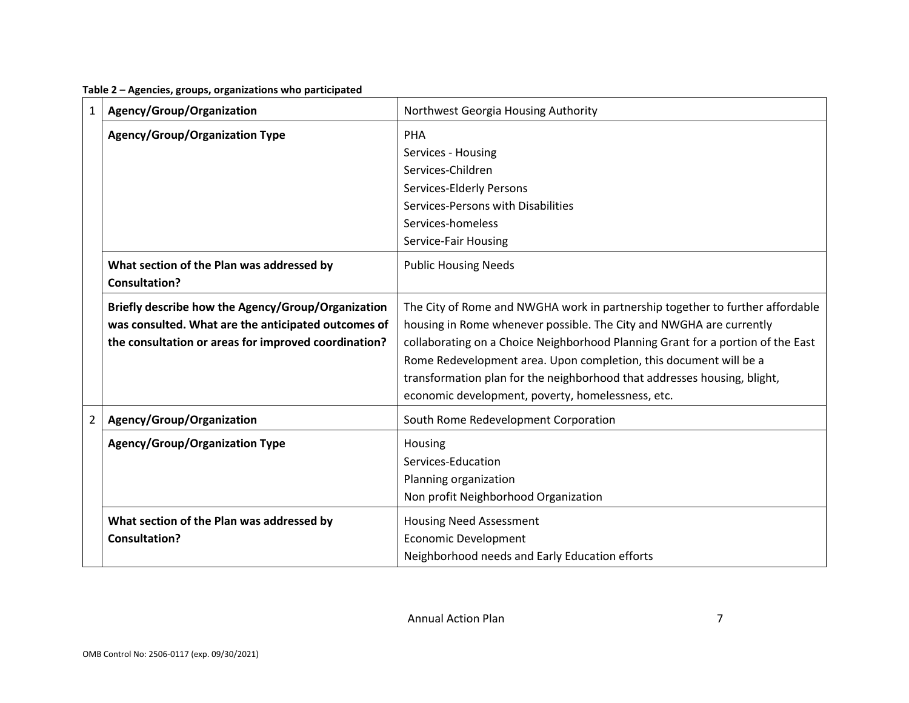**Table 2 – Agencies, groups, organizations who participated**

| | | |
|---|---|---|
| 1 | **Agency/Group/Organization** | Northwest Georgia Housing Authority |
| | **Agency/Group/Organization Type** | PHA<br>Services - Housing<br>Services-Children<br>Services-Elderly Persons<br>Services-Persons with Disabilities<br>Services-homeless<br>Service-Fair Housing |
| | **What section of the Plan was addressed by Consultation?** | Public Housing Needs |
| | **Briefly describe how the Agency/Group/Organization was consulted. What are the anticipated outcomes of the consultation or areas for improved coordination?** | The City of Rome and NWGHA work in partnership together to further affordable housing in Rome whenever possible. The City and NWGHA are currently collaborating on a Choice Neighborhood Planning Grant for a portion of the East Rome Redevelopment area. Upon completion, this document will be a transformation plan for the neighborhood that addresses housing, blight, economic development, poverty, homelessness, etc. |
| 2 | **Agency/Group/Organization** | South Rome Redevelopment Corporation |
| | **Agency/Group/Organization Type** | Housing<br>Services-Education<br>Planning organization<br>Non profit Neighborhood Organization |
| | **What section of the Plan was addressed by Consultation?** | Housing Need Assessment<br>Economic Development<br>Neighborhood needs and Early Education efforts |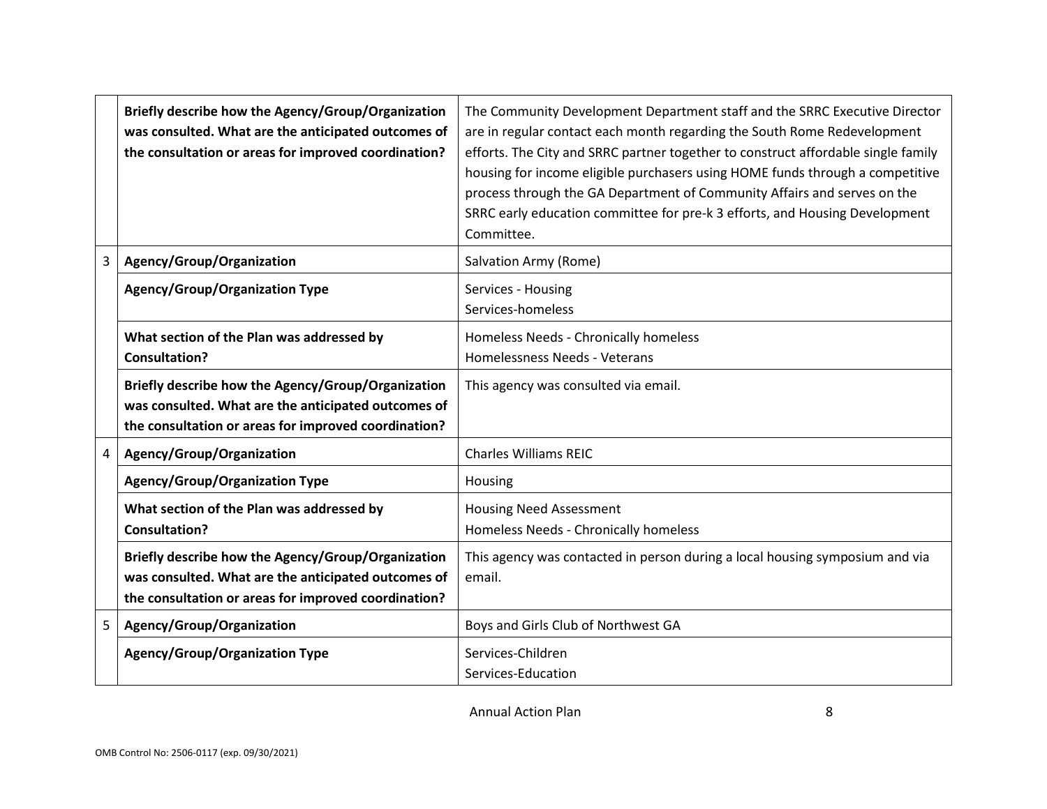| | | |
|---|---|---|
| | **Briefly describe how the Agency/Group/Organization was consulted. What are the anticipated outcomes of the consultation or areas for improved coordination?** | The Community Development Department staff and the SRRC Executive Director are in regular contact each month regarding the South Rome Redevelopment efforts. The City and SRRC partner together to construct affordable single family housing for income eligible purchasers using HOME funds through a competitive process through the GA Department of Community Affairs and serves on the SRRC early education committee for pre-k 3 efforts, and Housing Development Committee. |
| 3 | **Agency/Group/Organization** | Salvation Army (Rome) |
| | **Agency/Group/Organization Type** | Services - Housing<br>Services-homeless |
| | **What section of the Plan was addressed by Consultation?** | Homeless Needs - Chronically homeless<br>Homelessness Needs - Veterans |
| | **Briefly describe how the Agency/Group/Organization was consulted. What are the anticipated outcomes of the consultation or areas for improved coordination?** | This agency was consulted via email. |
| 4 | **Agency/Group/Organization** | Charles Williams REIC |
| | **Agency/Group/Organization Type** | Housing |
| | **What section of the Plan was addressed by Consultation?** | Housing Need Assessment<br>Homeless Needs - Chronically homeless |
| | **Briefly describe how the Agency/Group/Organization was consulted. What are the anticipated outcomes of the consultation or areas for improved coordination?** | This agency was contacted in person during a local housing symposium and via email. |
| 5 | **Agency/Group/Organization** | Boys and Girls Club of Northwest GA |
| | **Agency/Group/Organization Type** | Services-Children<br>Services-Education |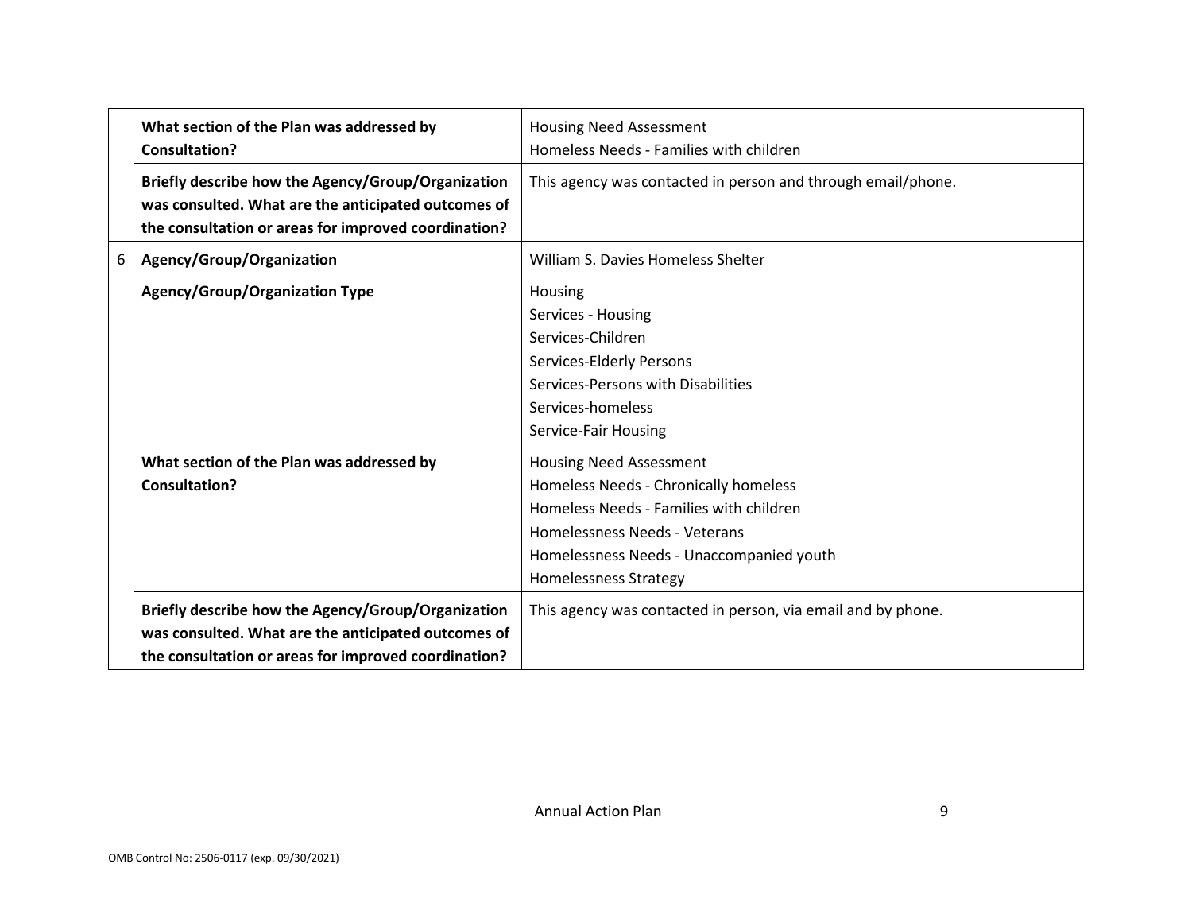| | | |
|---|---|---|
| | **What section of the Plan was addressed by Consultation?** | Housing Need Assessment<br>Homeless Needs - Families with children |
| | **Briefly describe how the Agency/Group/Organization was consulted. What are the anticipated outcomes of the consultation or areas for improved coordination?** | This agency was contacted in person and through email/phone. |
| 6 | **Agency/Group/Organization** | William S. Davies Homeless Shelter |
| | **Agency/Group/Organization Type** | Housing<br>Services - Housing<br>Services-Children<br>Services-Elderly Persons<br>Services-Persons with Disabilities<br>Services-homeless<br>Service-Fair Housing |
| | **What section of the Plan was addressed by Consultation?** | Housing Need Assessment<br>Homeless Needs - Chronically homeless<br>Homeless Needs - Families with children<br>Homelessness Needs - Veterans<br>Homelessness Needs - Unaccompanied youth<br>Homelessness Strategy |
| | **Briefly describe how the Agency/Group/Organization was consulted. What are the anticipated outcomes of the consultation or areas for improved coordination?** | This agency was contacted in person, via email and by phone. |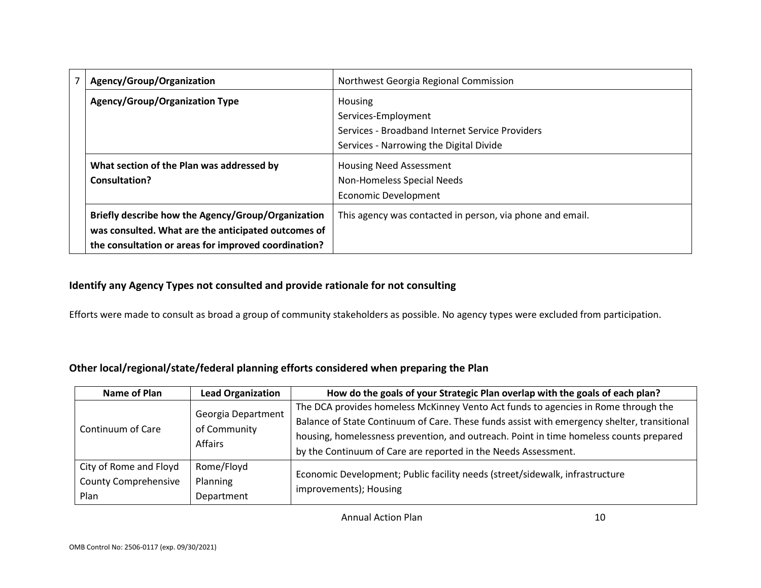| 7 | Agency/Group/Organization | Northwest Georgia Regional Commission |
|---|---|---|
| | **Agency/Group/Organization Type** | Housing<br>Services-Employment<br>Services - Broadband Internet Service Providers<br>Services - Narrowing the Digital Divide |
| | **What section of the Plan was addressed by Consultation?** | Housing Need Assessment<br>Non-Homeless Special Needs<br>Economic Development |
| | **Briefly describe how the Agency/Group/Organization was consulted. What are the anticipated outcomes of the consultation or areas for improved coordination?** | This agency was contacted in person, via phone and email. |

### Identify any Agency Types not consulted and provide rationale for not consulting

Efforts were made to consult as broad a group of community stakeholders as possible. No agency types were excluded from participation.

### Other local/regional/state/federal planning efforts considered when preparing the Plan

| Name of Plan | Lead Organization | How do the goals of your Strategic Plan overlap with the goals of each plan? |
|---|---|---|
| Continuum of Care | Georgia Department of Community Affairs | The DCA provides homeless McKinney Vento Act funds to agencies in Rome through the Balance of State Continuum of Care. These funds assist with emergency shelter, transitional housing, homelessness prevention, and outreach. Point in time homeless counts prepared by the Continuum of Care are reported in the Needs Assessment. |
| City of Rome and Floyd County Comprehensive Plan | Rome/Floyd Planning Department | Economic Development; Public facility needs (street/sidewalk, infrastructure improvements); Housing |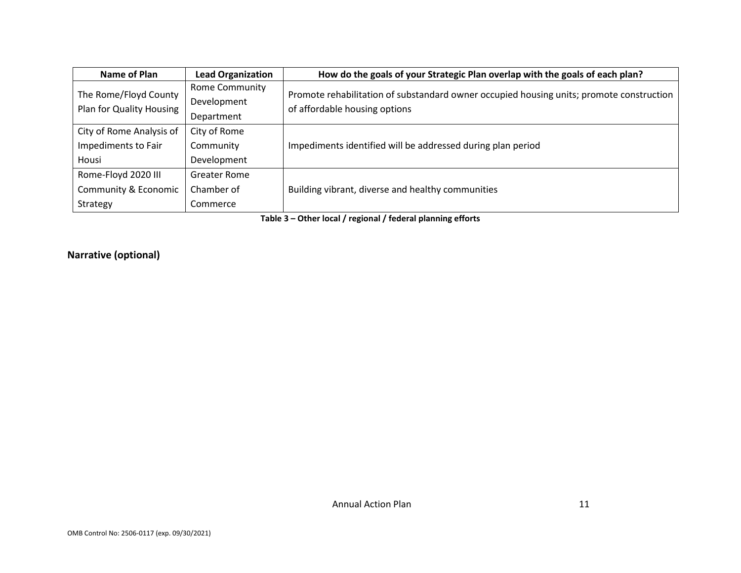| Name of Plan | Lead Organization | How do the goals of your Strategic Plan overlap with the goals of each plan? |
|---|---|---|
| The Rome/Floyd County Plan for Quality Housing | Rome Community Development Department | Promote rehabilitation of substandard owner occupied housing units; promote construction of affordable housing options |
| City of Rome Analysis of Impediments to Fair Housi | City of Rome Community Development | Impediments identified will be addressed during plan period |
| Rome-Floyd 2020 III Community & Economic Strategy | Greater Rome Chamber of Commerce | Building vibrant, diverse and healthy communities |

**Table 3 – Other local / regional / federal planning efforts**

## Narrative (optional)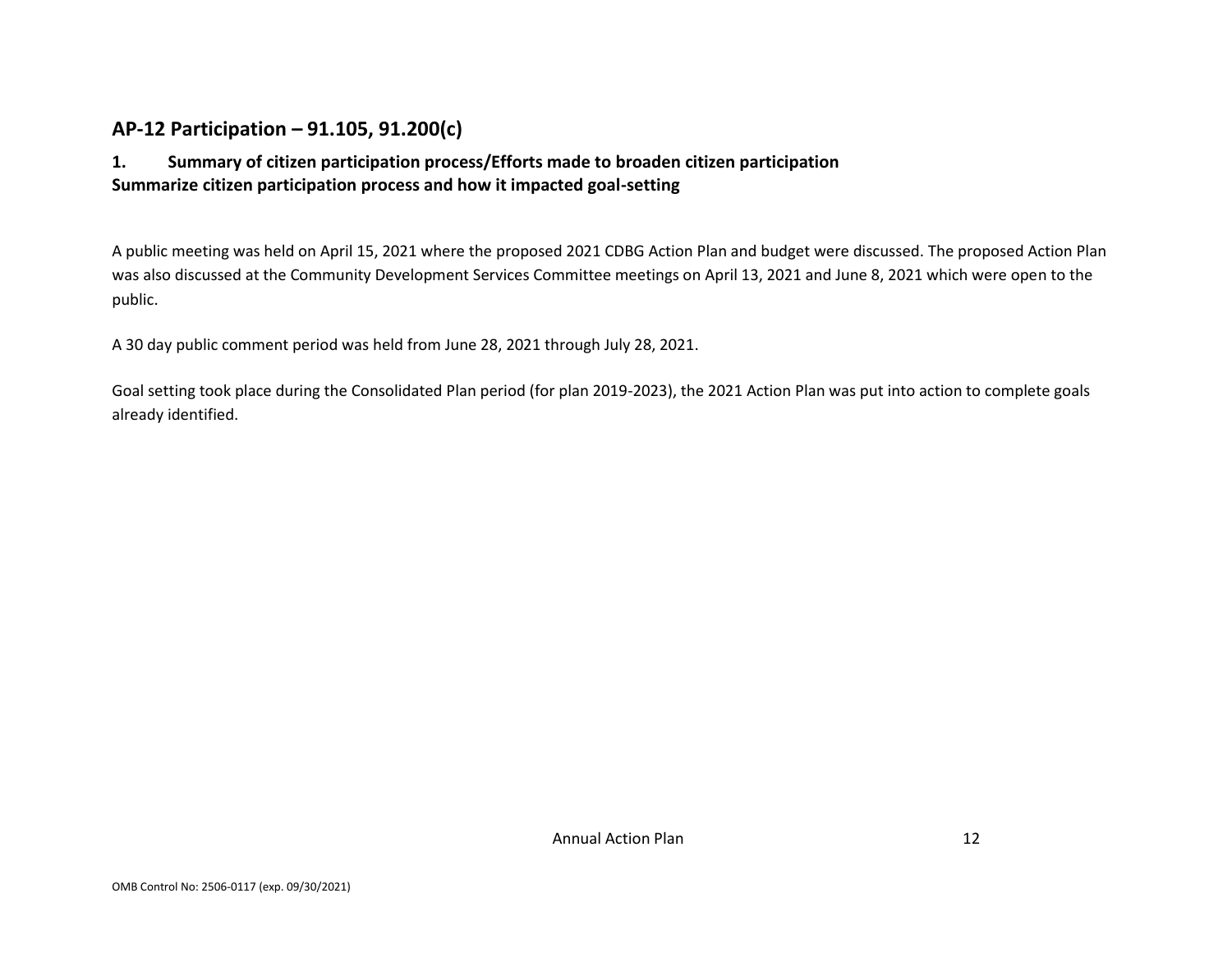## AP-12 Participation – 91.105, 91.200(c)

### 1. Summary of citizen participation process/Efforts made to broaden citizen participation

**Summarize citizen participation process and how it impacted goal-setting**

A public meeting was held on April 15, 2021 where the proposed 2021 CDBG Action Plan and budget were discussed. The proposed Action Plan was also discussed at the Community Development Services Committee meetings on April 13, 2021 and June 8, 2021 which were open to the public.

A 30 day public comment period was held from June 28, 2021 through July 28, 2021.

Goal setting took place during the Consolidated Plan period (for plan 2019-2023), the 2021 Action Plan was put into action to complete goals already identified.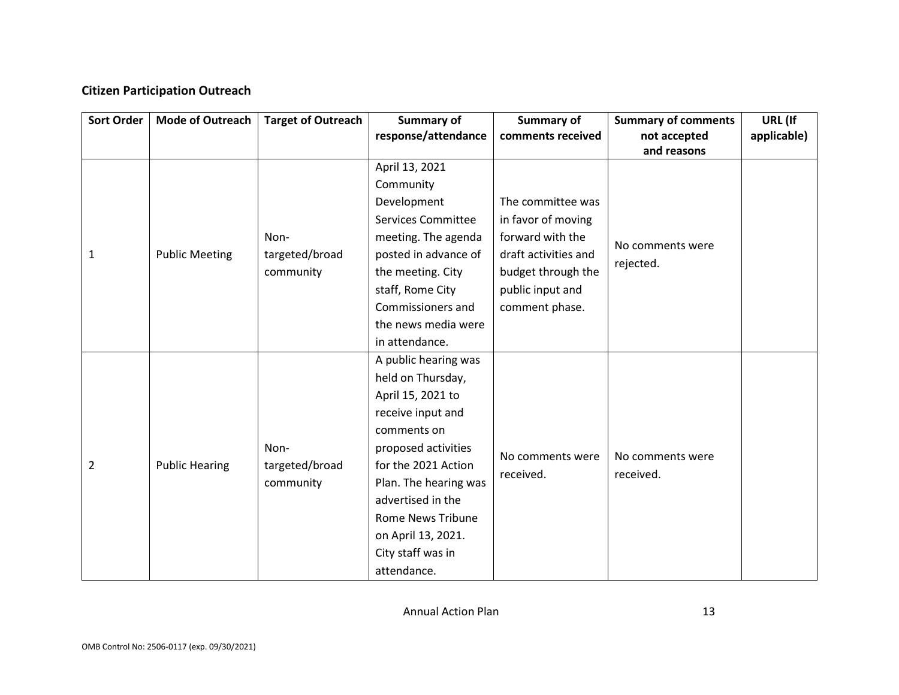## Citizen Participation Outreach

| Sort Order | Mode of Outreach | Target of Outreach | Summary of response/attendance | Summary of comments received | Summary of comments not accepted and reasons | URL (If applicable) |
|---|---|---|---|---|---|---|
| 1 | Public Meeting | Non-targeted/broad community | April 13, 2021 Community Development Services Committee meeting. The agenda posted in advance of the meeting. City staff, Rome City Commissioners and the news media were in attendance. | The committee was in favor of moving forward with the draft activities and budget through the public input and comment phase. | No comments were rejected. | |
| 2 | Public Hearing | Non-targeted/broad community | A public hearing was held on Thursday, April 15, 2021 to receive input and comments on proposed activities for the 2021 Action Plan. The hearing was advertised in the Rome News Tribune on April 13, 2021. City staff was in attendance. | No comments were received. | No comments were received. | |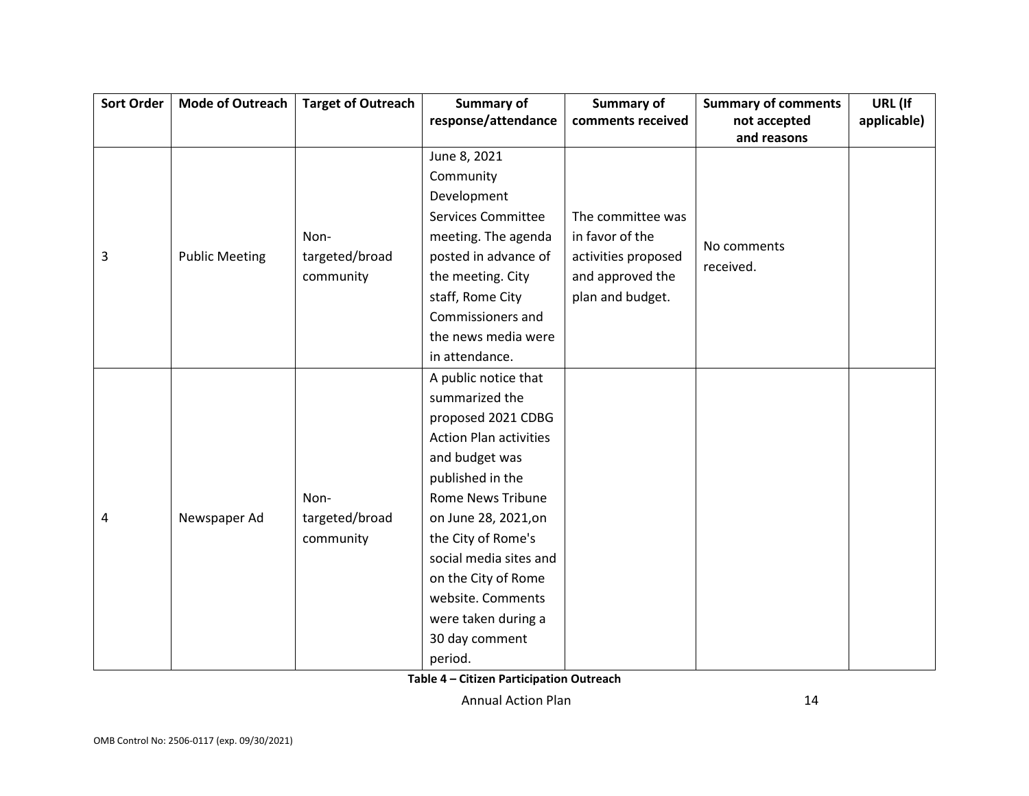| Sort Order | Mode of Outreach | Target of Outreach | Summary of response/attendance | Summary of comments received | Summary of comments not accepted and reasons | URL (If applicable) |
|---|---|---|---|---|---|---|
| 3 | Public Meeting | Non-targeted/broad community | June 8, 2021 Community Development Services Committee meeting. The agenda posted in advance of the meeting. City staff, Rome City Commissioners and the news media were in attendance. | The committee was in favor of the activities proposed and approved the plan and budget. | No comments received. | |
| 4 | Newspaper Ad | Non-targeted/broad community | A public notice that summarized the proposed 2021 CDBG Action Plan activities and budget was published in the Rome News Tribune on June 28, 2021,on the City of Rome's social media sites and on the City of Rome website. Comments were taken during a 30 day comment period. | | | |

**Table 4 – Citizen Participation Outreach**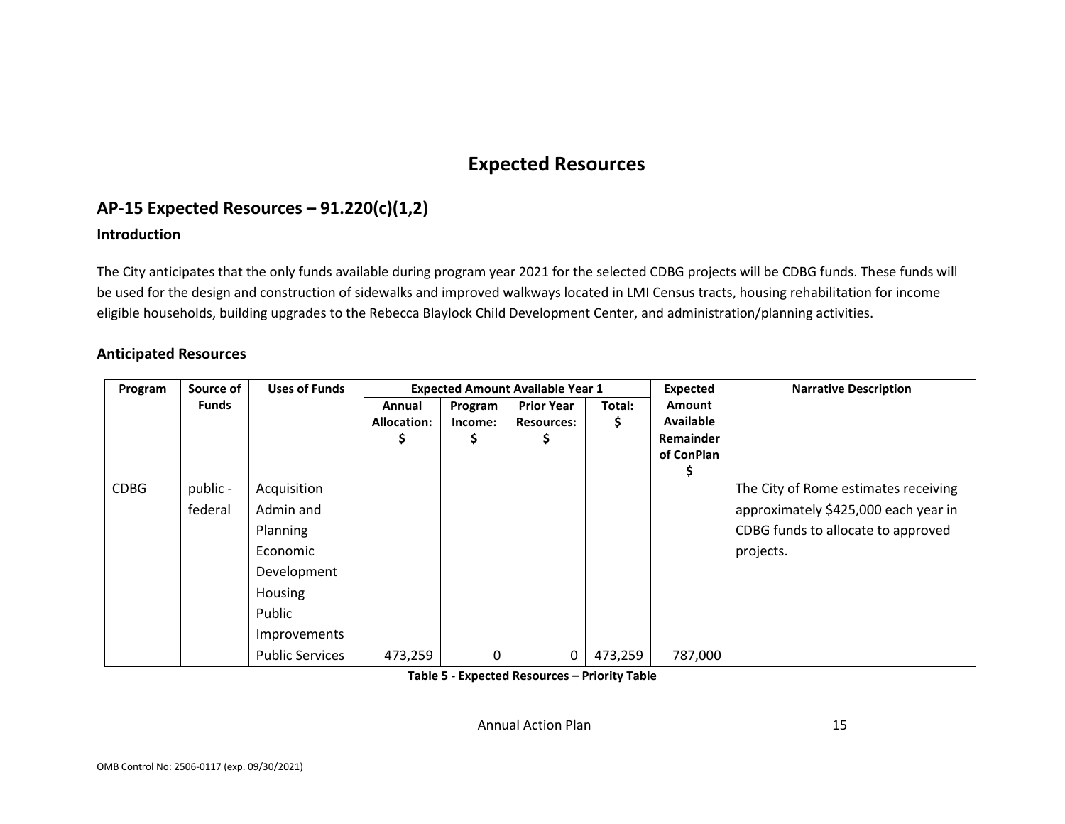# Expected Resources

## AP-15 Expected Resources – 91.220(c)(1,2)

### Introduction

The City anticipates that the only funds available during program year 2021 for the selected CDBG projects will be CDBG funds. These funds will be used for the design and construction of sidewalks and improved walkways located in LMI Census tracts, housing rehabilitation for income eligible households, building upgrades to the Rebecca Blaylock Child Development Center, and administration/planning activities.

### Anticipated Resources

| Program | Source of Funds | Uses of Funds | Expected Amount Available Year 1 | | | | Expected Amount Available Remainder of ConPlan $ | Narrative Description |
|---|---|---|---|---|---|---|---|---|
| | | | Annual Allocation: $ | Program Income: $ | Prior Year Resources: $ | Total: $ | | |
| CDBG | public - federal | Acquisition<br>Admin and Planning<br>Economic Development<br>Housing<br>Public Improvements<br>Public Services | 473,259 | 0 | 0 | 473,259 | 787,000 | The City of Rome estimates receiving approximately $425,000 each year in CDBG funds to allocate to approved projects. |

**Table 5 - Expected Resources – Priority Table**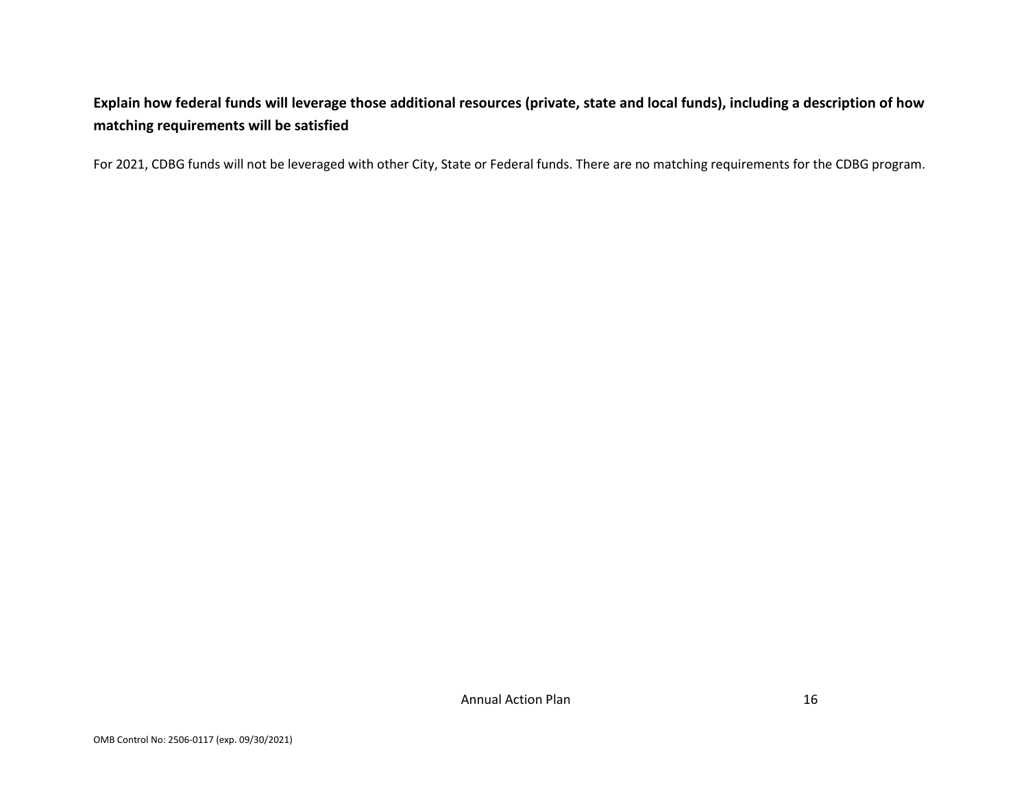**Explain how federal funds will leverage those additional resources (private, state and local funds), including a description of how matching requirements will be satisfied**

For 2021, CDBG funds will not be leveraged with other City, State or Federal funds. There are no matching requirements for the CDBG program.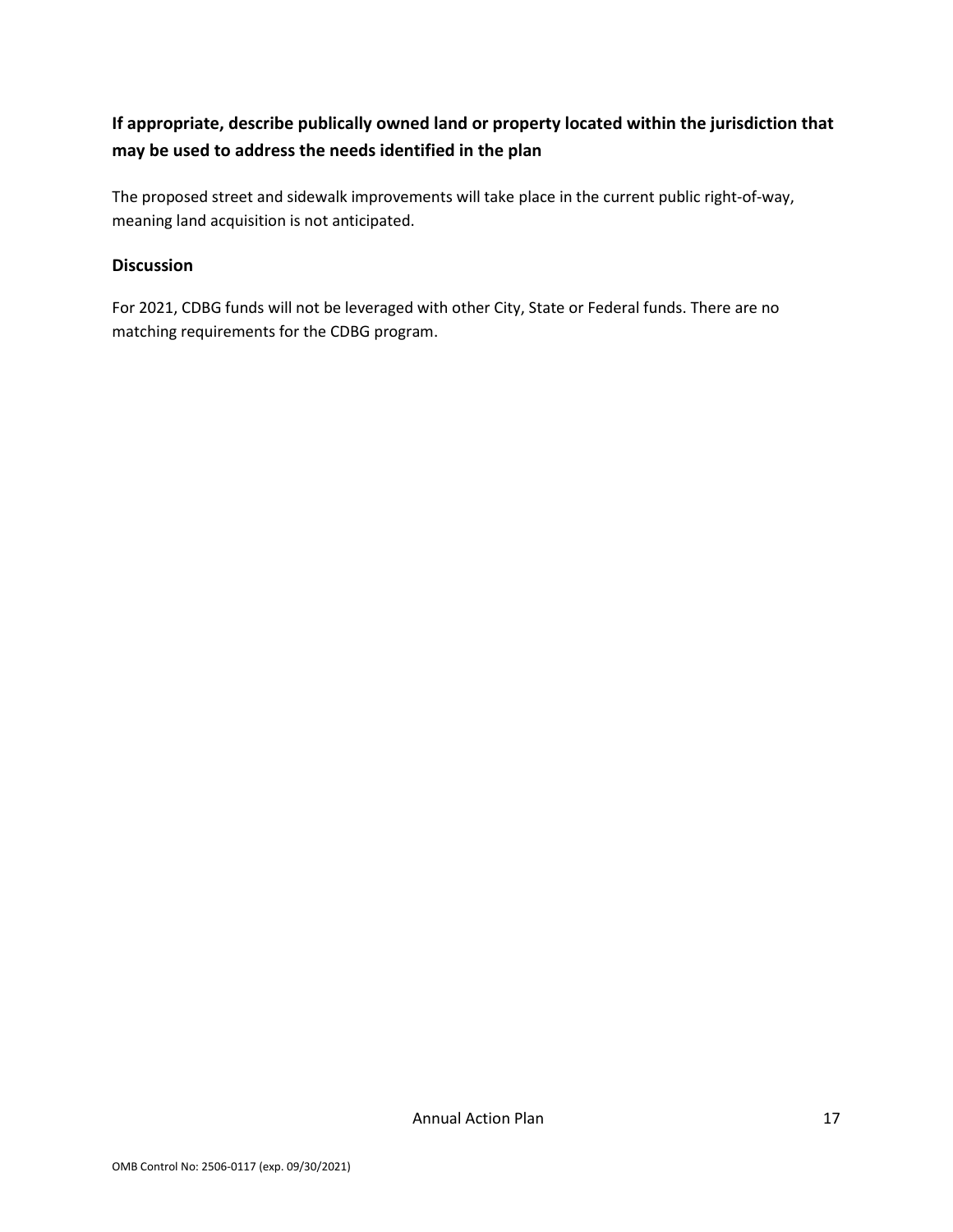## If appropriate, describe publically owned land or property located within the jurisdiction that may be used to address the needs identified in the plan

The proposed street and sidewalk improvements will take place in the current public right-of-way, meaning land acquisition is not anticipated.

### Discussion

For 2021, CDBG funds will not be leveraged with other City, State or Federal funds. There are no matching requirements for the CDBG program.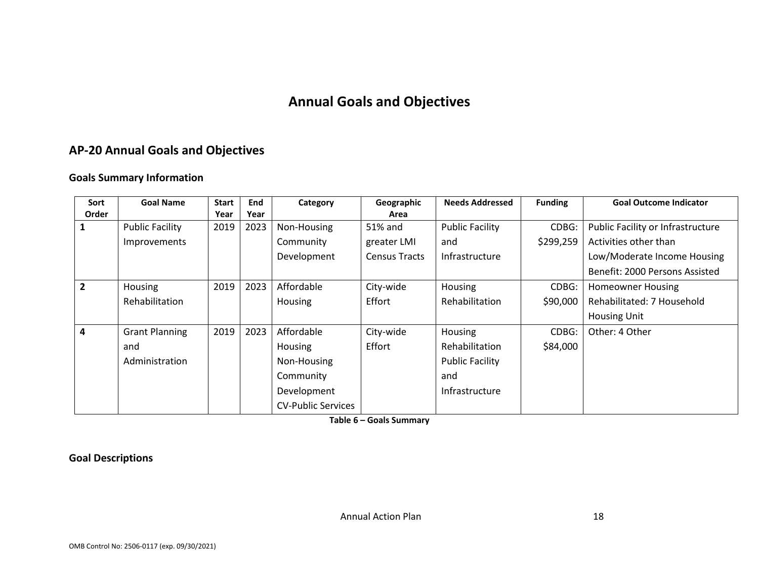# Annual Goals and Objectives

## AP-20 Annual Goals and Objectives

### Goals Summary Information

| Sort Order | Goal Name | Start Year | End Year | Category | Geographic Area | Needs Addressed | Funding | Goal Outcome Indicator |
|---|---|---|---|---|---|---|---|---|
| 1 | Public Facility Improvements | 2019 | 2023 | Non-Housing Community Development | 51% and greater LMI Census Tracts | Public Facility and Infrastructure | CDBG: $299,259 | Public Facility or Infrastructure Activities other than Low/Moderate Income Housing Benefit: 2000 Persons Assisted |
| 2 | Housing Rehabilitation | 2019 | 2023 | Affordable Housing | City-wide Effort | Housing Rehabilitation | CDBG: $90,000 | Homeowner Housing Rehabilitated: 7 Household Housing Unit |
| 4 | Grant Planning and Administration | 2019 | 2023 | Affordable Housing Non-Housing Community Development CV-Public Services | City-wide Effort | Housing Rehabilitation Public Facility and Infrastructure | CDBG: $84,000 | Other: 4 Other |

**Table 6 – Goals Summary**

### Goal Descriptions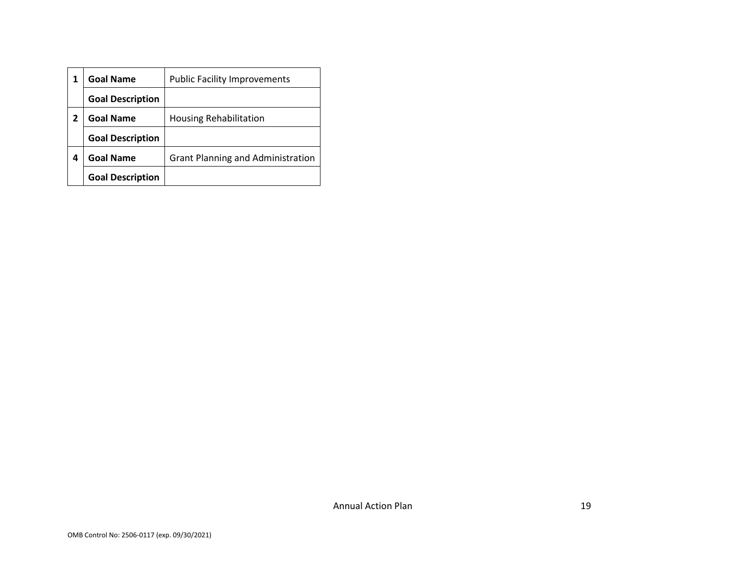| | | |
|---|---|---|
| 1 | **Goal Name** | Public Facility Improvements |
| | **Goal Description** | |
| 2 | **Goal Name** | Housing Rehabilitation |
| | **Goal Description** | |
| 4 | **Goal Name** | Grant Planning and Administration |
| | **Goal Description** | |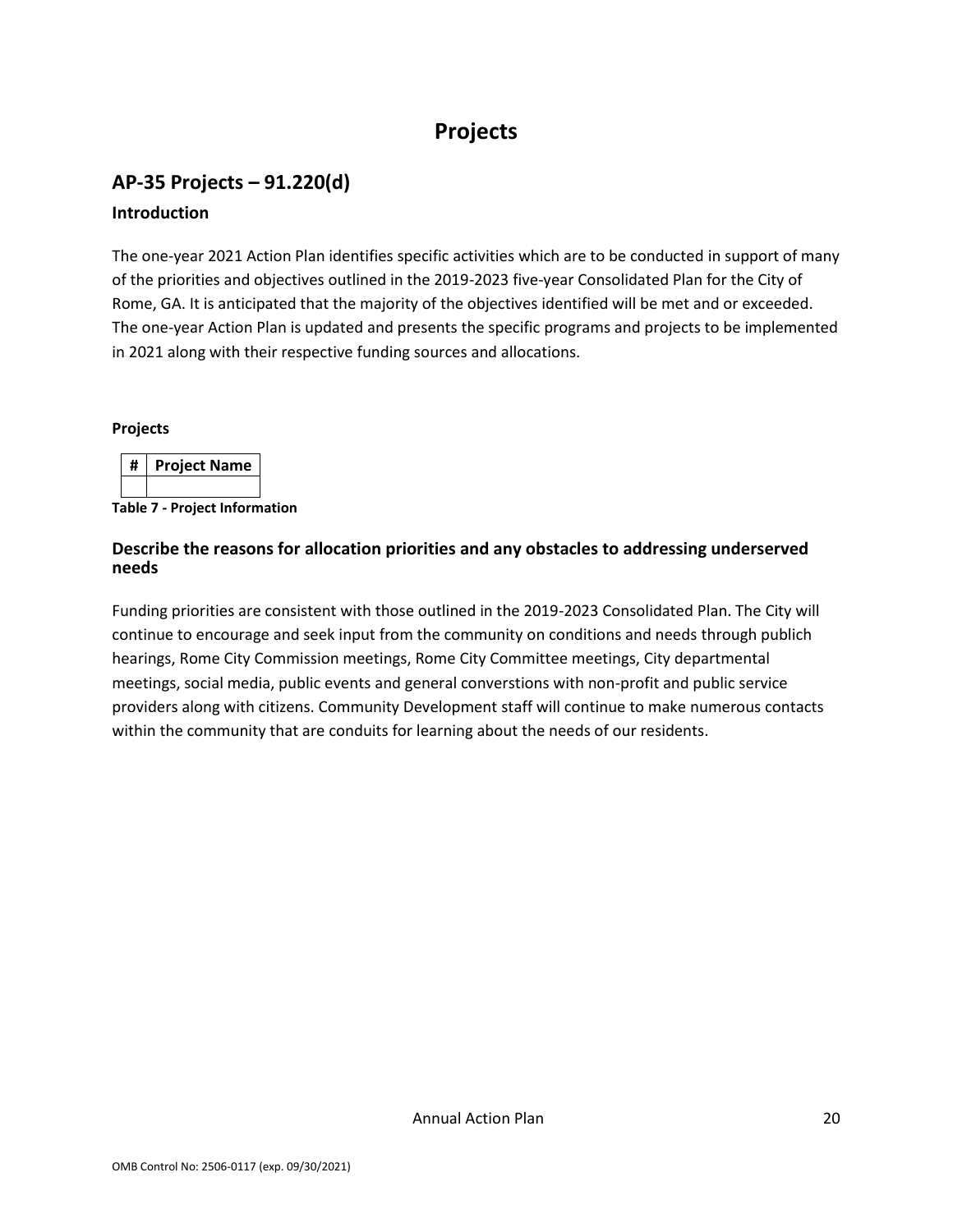# Projects

## AP-35 Projects – 91.220(d)

### Introduction

The one-year 2021 Action Plan identifies specific activities which are to be conducted in support of many of the priorities and objectives outlined in the 2019-2023 five-year Consolidated Plan for the City of Rome, GA. It is anticipated that the majority of the objectives identified will be met and or exceeded. The one-year Action Plan is updated and presents the specific programs and projects to be implemented in 2021 along with their respective funding sources and allocations.

**Projects**

| # | Project Name |
|---|---|
| | |

**Table 7 - Project Information**

### Describe the reasons for allocation priorities and any obstacles to addressing underserved needs

Funding priorities are consistent with those outlined in the 2019-2023 Consolidated Plan. The City will continue to encourage and seek input from the community on conditions and needs through publich hearings, Rome City Commission meetings, Rome City Committee meetings, City departmental meetings, social media, public events and general converstions with non-profit and public service providers along with citizens. Community Development staff will continue to make numerous contacts within the community that are conduits for learning about the needs of our residents.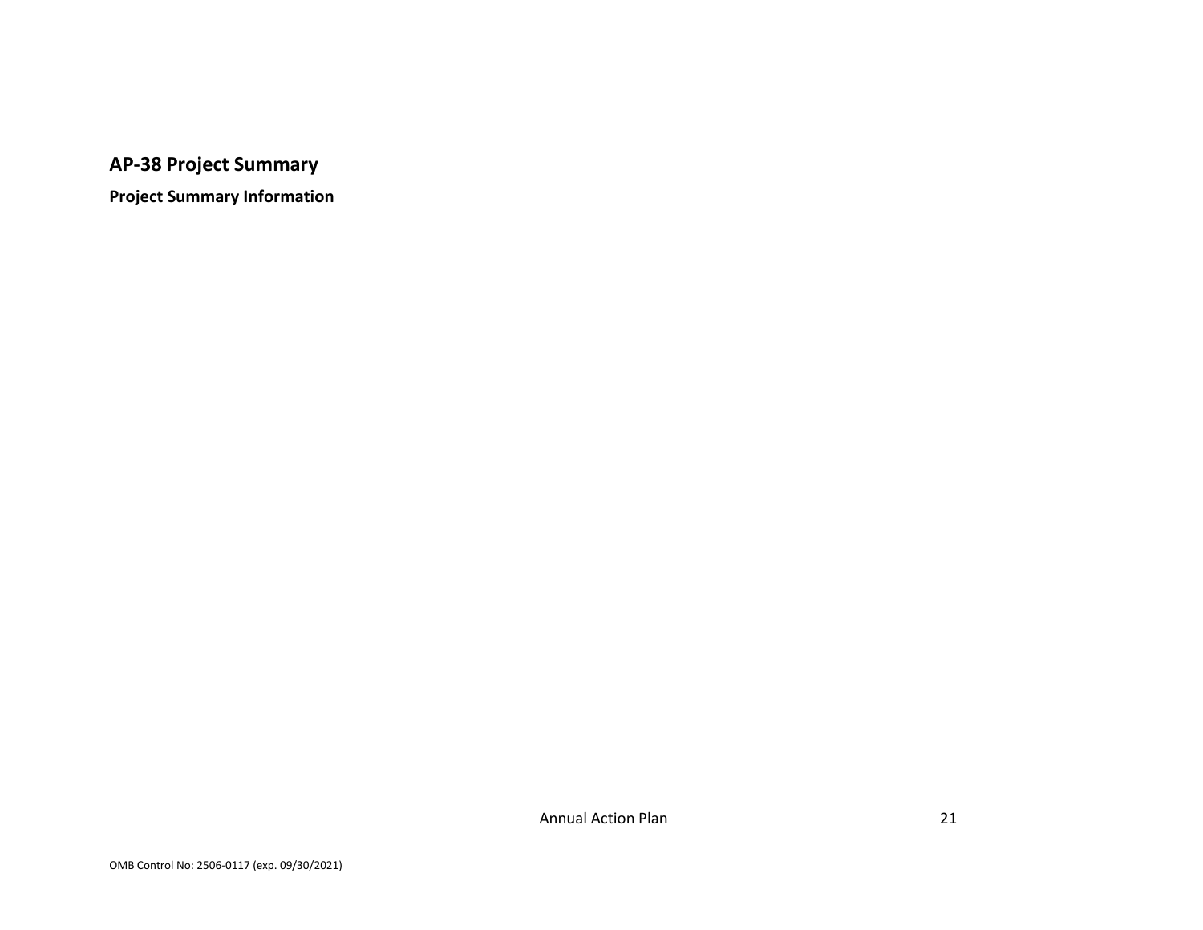## AP-38 Project Summary

### Project Summary Information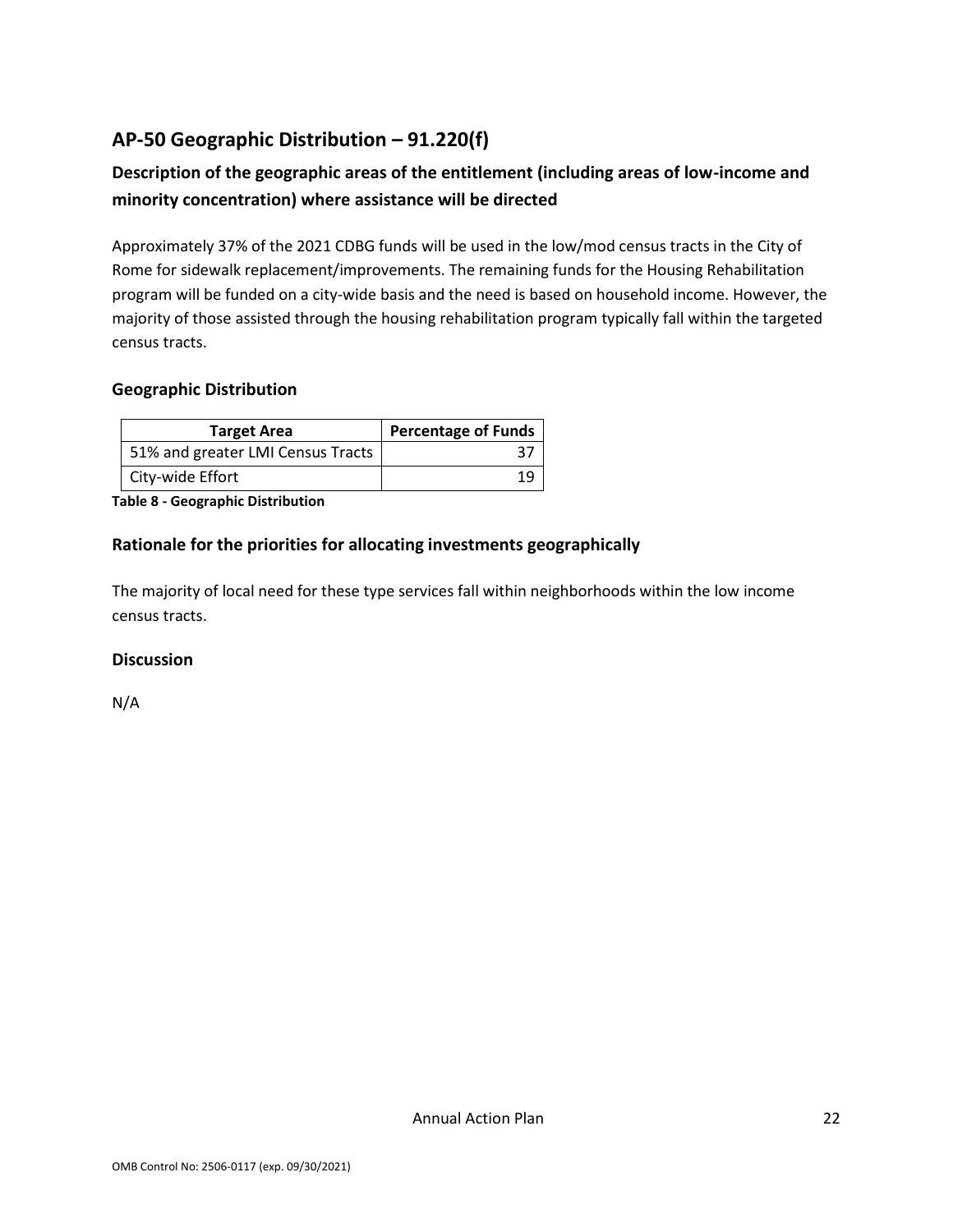## AP-50 Geographic Distribution – 91.220(f)

### Description of the geographic areas of the entitlement (including areas of low-income and minority concentration) where assistance will be directed

Approximately 37% of the 2021 CDBG funds will be used in the low/mod census tracts in the City of Rome for sidewalk replacement/improvements. The remaining funds for the Housing Rehabilitation program will be funded on a city-wide basis and the need is based on household income. However, the majority of those assisted through the housing rehabilitation program typically fall within the targeted census tracts.

### Geographic Distribution

| Target Area | Percentage of Funds |
|---|---|
| 51% and greater LMI Census Tracts | 37 |
| City-wide Effort | 19 |

**Table 8 - Geographic Distribution**

### Rationale for the priorities for allocating investments geographically

The majority of local need for these type services fall within neighborhoods within the low income census tracts.

### Discussion

N/A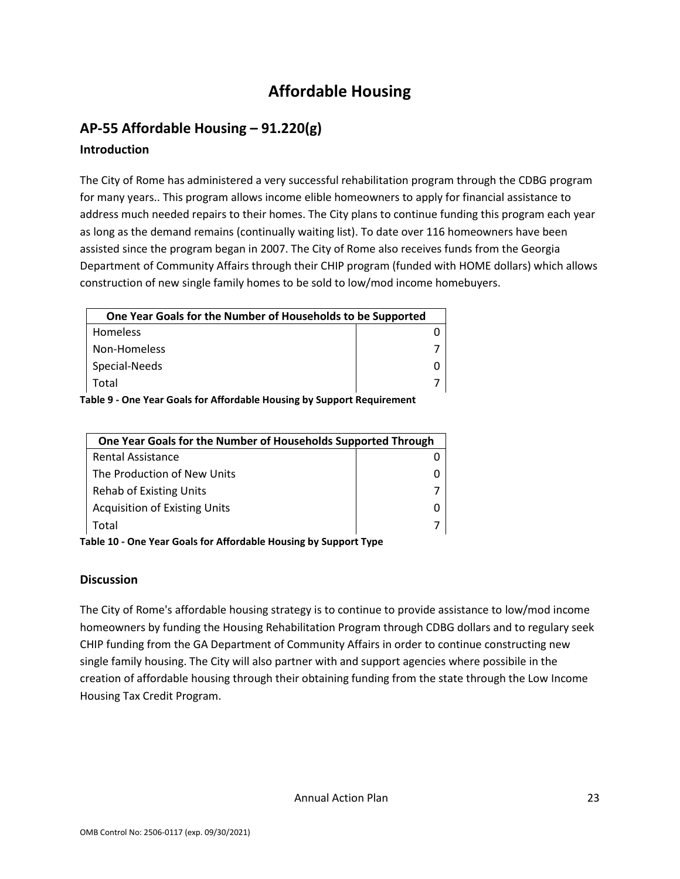# Affordable Housing

## AP-55 Affordable Housing – 91.220(g)

### Introduction

The City of Rome has administered a very successful rehabilitation program through the CDBG program for many years.. This program allows income elible homeowners to apply for financial assistance to address much needed repairs to their homes. The City plans to continue funding this program each year as long as the demand remains (continually waiting list). To date over 116 homeowners have been assisted since the program began in 2007. The City of Rome also receives funds from the Georgia Department of Community Affairs through their CHIP program (funded with HOME dollars) which allows construction of new single family homes to be sold to low/mod income homebuyers.

| One Year Goals for the Number of Households to be Supported | |
|---|---|
| Homeless | 0 |
| Non-Homeless | 7 |
| Special-Needs | 0 |
| Total | 7 |

**Table 9 - One Year Goals for Affordable Housing by Support Requirement**

| One Year Goals for the Number of Households Supported Through | |
|---|---|
| Rental Assistance | 0 |
| The Production of New Units | 0 |
| Rehab of Existing Units | 7 |
| Acquisition of Existing Units | 0 |
| Total | 7 |

**Table 10 - One Year Goals for Affordable Housing by Support Type**

### Discussion

The City of Rome's affordable housing strategy is to continue to provide assistance to low/mod income homeowners by funding the Housing Rehabilitation Program through CDBG dollars and to regulary seek CHIP funding from the GA Department of Community Affairs in order to continue constructing new single family housing. The City will also partner with and support agencies where possibile in the creation of affordable housing through their obtaining funding from the state through the Low Income Housing Tax Credit Program.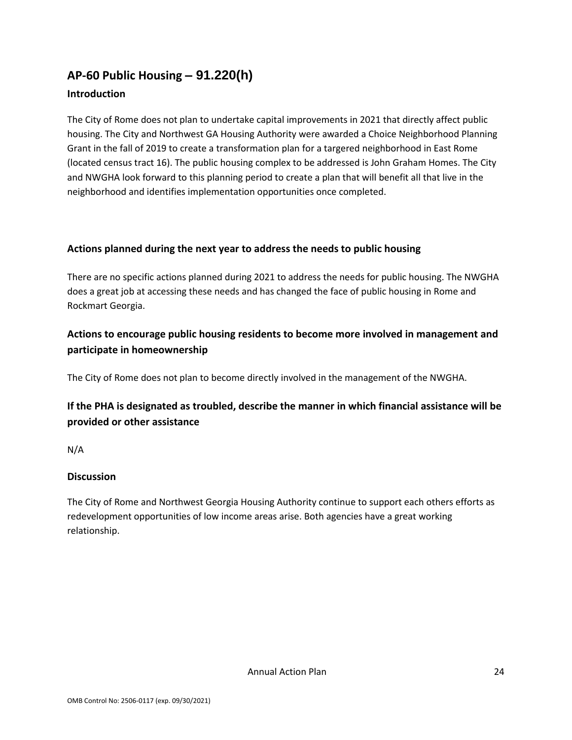## AP-60 Public Housing – 91.220(h)

### Introduction

The City of Rome does not plan to undertake capital improvements in 2021 that directly affect public housing. The City and Northwest GA Housing Authority were awarded a Choice Neighborhood Planning Grant in the fall of 2019 to create a transformation plan for a targered neighborhood in East Rome (located census tract 16). The public housing complex to be addressed is John Graham Homes. The City and NWGHA look forward to this planning period to create a plan that will benefit all that live in the neighborhood and identifies implementation opportunities once completed.

### Actions planned during the next year to address the needs to public housing

There are no specific actions planned during 2021 to address the needs for public housing. The NWGHA does a great job at accessing these needs and has changed the face of public housing in Rome and Rockmart Georgia.

### Actions to encourage public housing residents to become more involved in management and participate in homeownership

The City of Rome does not plan to become directly involved in the management of the NWGHA.

### If the PHA is designated as troubled, describe the manner in which financial assistance will be provided or other assistance

N/A

### Discussion

The City of Rome and Northwest Georgia Housing Authority continue to support each others efforts as redevelopment opportunities of low income areas arise. Both agencies have a great working relationship.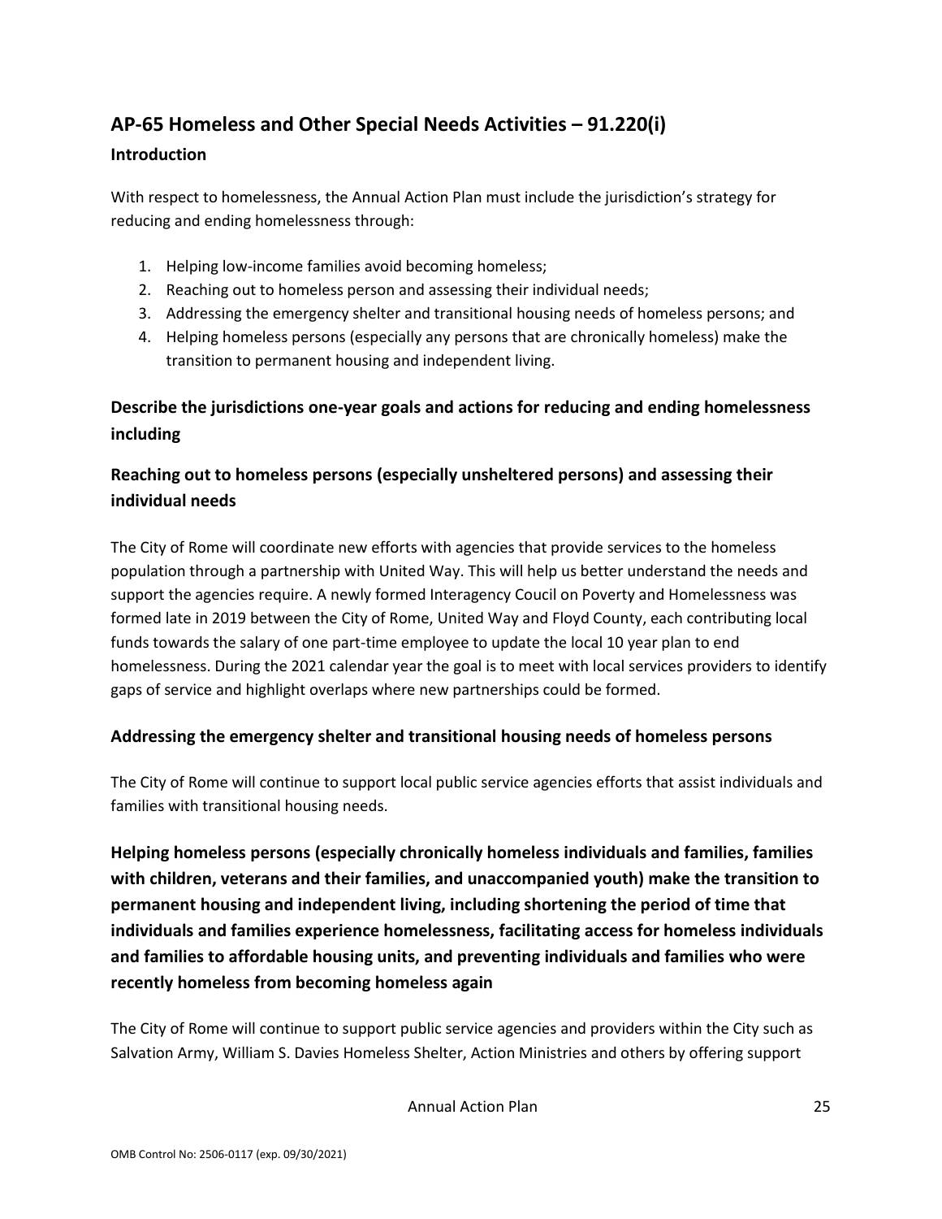## AP-65 Homeless and Other Special Needs Activities – 91.220(i)

### Introduction

With respect to homelessness, the Annual Action Plan must include the jurisdiction's strategy for reducing and ending homelessness through:

1. Helping low-income families avoid becoming homeless;
2. Reaching out to homeless person and assessing their individual needs;
3. Addressing the emergency shelter and transitional housing needs of homeless persons; and
4. Helping homeless persons (especially any persons that are chronically homeless) make the transition to permanent housing and independent living.

### Describe the jurisdictions one-year goals and actions for reducing and ending homelessness including

### Reaching out to homeless persons (especially unsheltered persons) and assessing their individual needs

The City of Rome will coordinate new efforts with agencies that provide services to the homeless population through a partnership with United Way. This will help us better understand the needs and support the agencies require. A newly formed Interagency Coucil on Poverty and Homelessness was formed late in 2019 between the City of Rome, United Way and Floyd County, each contributing local funds towards the salary of one part-time employee to update the local 10 year plan to end homelessness. During the 2021 calendar year the goal is to meet with local services providers to identify gaps of service and highlight overlaps where new partnerships could be formed.

### Addressing the emergency shelter and transitional housing needs of homeless persons

The City of Rome will continue to support local public service agencies efforts that assist individuals and families with transitional housing needs.

### Helping homeless persons (especially chronically homeless individuals and families, families with children, veterans and their families, and unaccompanied youth) make the transition to permanent housing and independent living, including shortening the period of time that individuals and families experience homelessness, facilitating access for homeless individuals and families to affordable housing units, and preventing individuals and families who were recently homeless from becoming homeless again

The City of Rome will continue to support public service agencies and providers within the City such as Salvation Army, William S. Davies Homeless Shelter, Action Ministries and others by offering support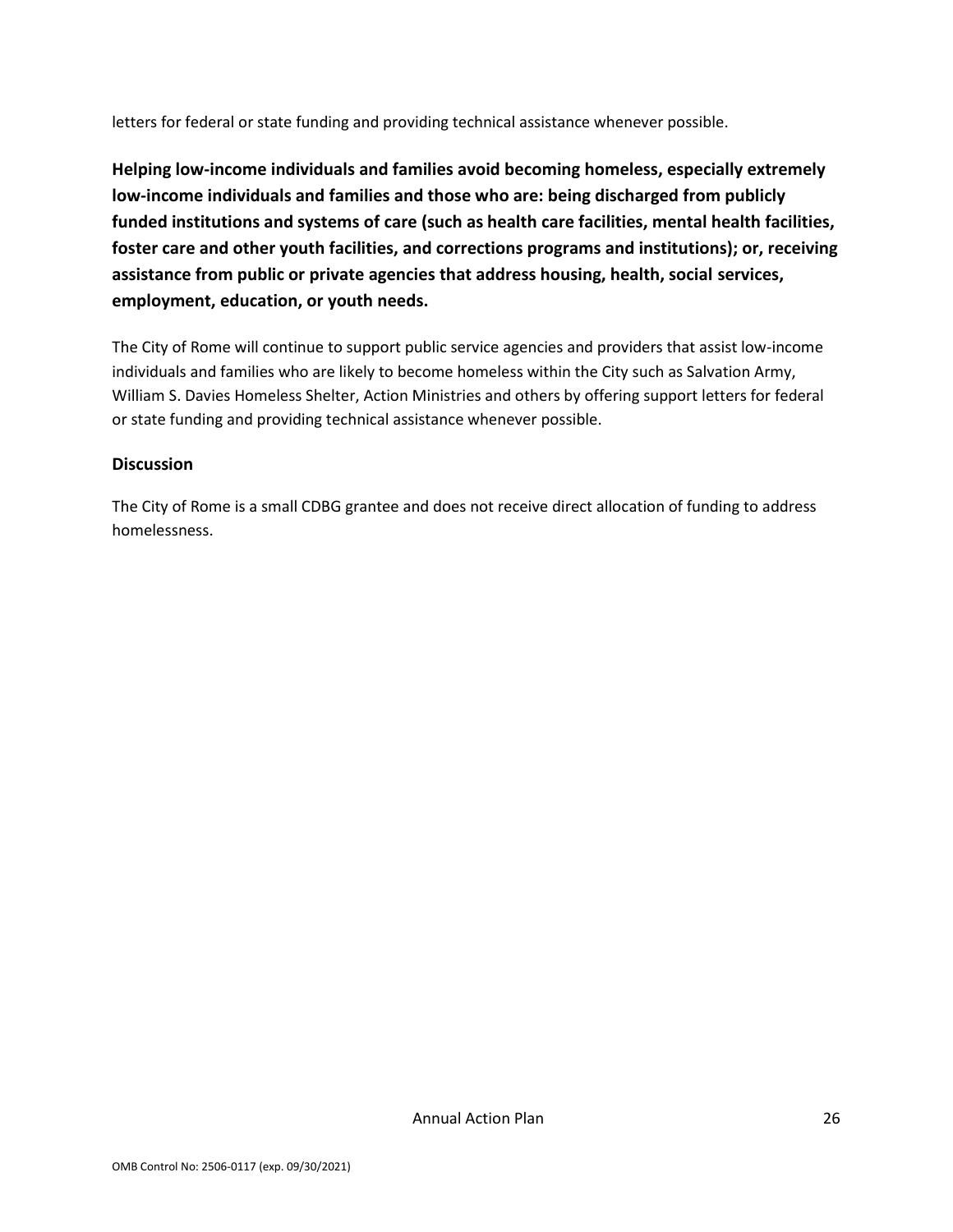letters for federal or state funding and providing technical assistance whenever possible.

**Helping low-income individuals and families avoid becoming homeless, especially extremely low-income individuals and families and those who are: being discharged from publicly funded institutions and systems of care (such as health care facilities, mental health facilities, foster care and other youth facilities, and corrections programs and institutions); or, receiving assistance from public or private agencies that address housing, health, social services, employment, education, or youth needs.**

The City of Rome will continue to support public service agencies and providers that assist low-income individuals and families who are likely to become homeless within the City such as Salvation Army, William S. Davies Homeless Shelter, Action Ministries and others by offering support letters for federal or state funding and providing technical assistance whenever possible.

### Discussion

The City of Rome is a small CDBG grantee and does not receive direct allocation of funding to address homelessness.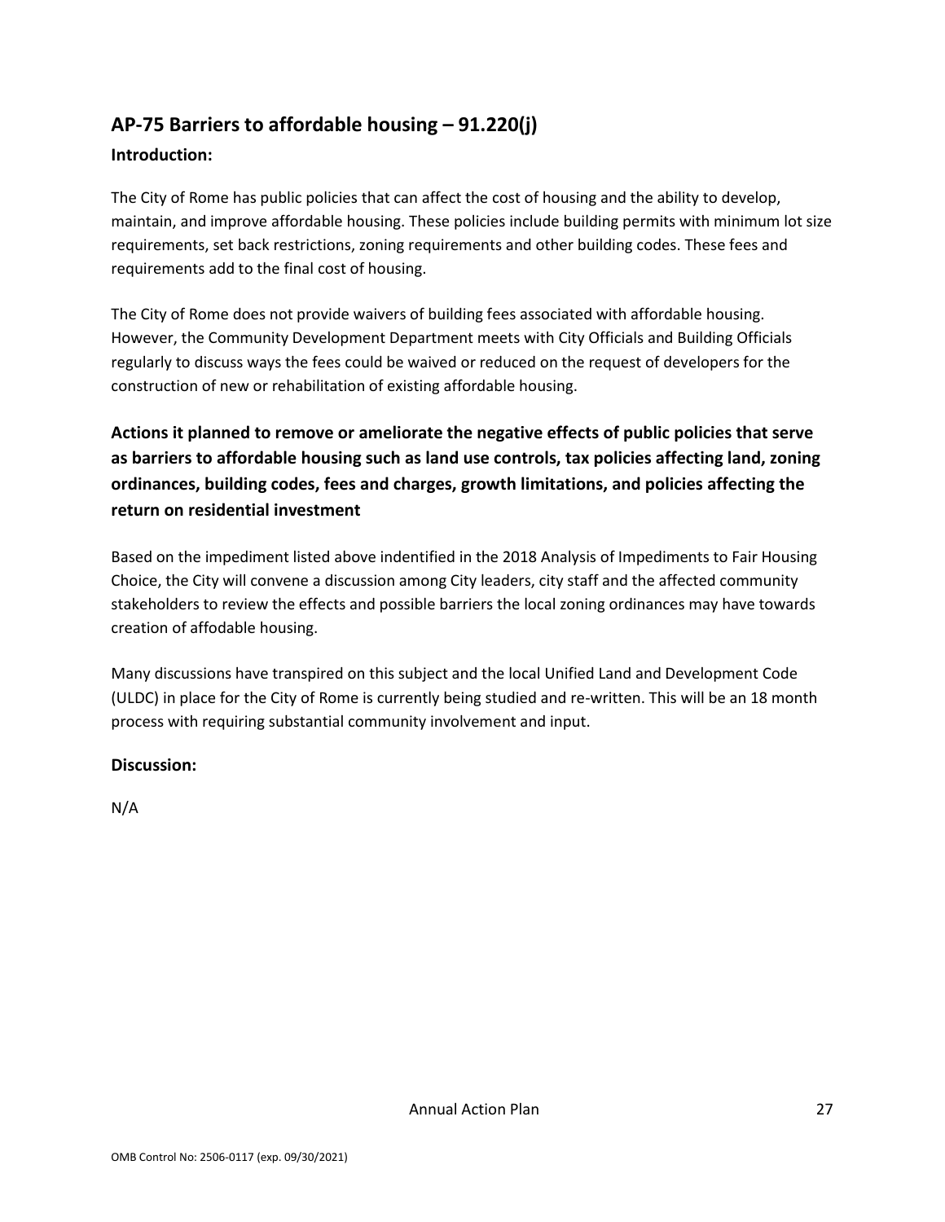## AP-75 Barriers to affordable housing – 91.220(j)

### Introduction:

The City of Rome has public policies that can affect the cost of housing and the ability to develop, maintain, and improve affordable housing. These policies include building permits with minimum lot size requirements, set back restrictions, zoning requirements and other building codes. These fees and requirements add to the final cost of housing.

The City of Rome does not provide waivers of building fees associated with affordable housing. However, the Community Development Department meets with City Officials and Building Officials regularly to discuss ways the fees could be waived or reduced on the request of developers for the construction of new or rehabilitation of existing affordable housing.

### Actions it planned to remove or ameliorate the negative effects of public policies that serve as barriers to affordable housing such as land use controls, tax policies affecting land, zoning ordinances, building codes, fees and charges, growth limitations, and policies affecting the return on residential investment

Based on the impediment listed above indentified in the 2018 Analysis of Impediments to Fair Housing Choice, the City will convene a discussion among City leaders, city staff and the affected community stakeholders to review the effects and possible barriers the local zoning ordinances may have towards creation of affodable housing.

Many discussions have transpired on this subject and the local Unified Land and Development Code (ULDC) in place for the City of Rome is currently being studied and re-written. This will be an 18 month process with requiring substantial community involvement and input.

### Discussion:

N/A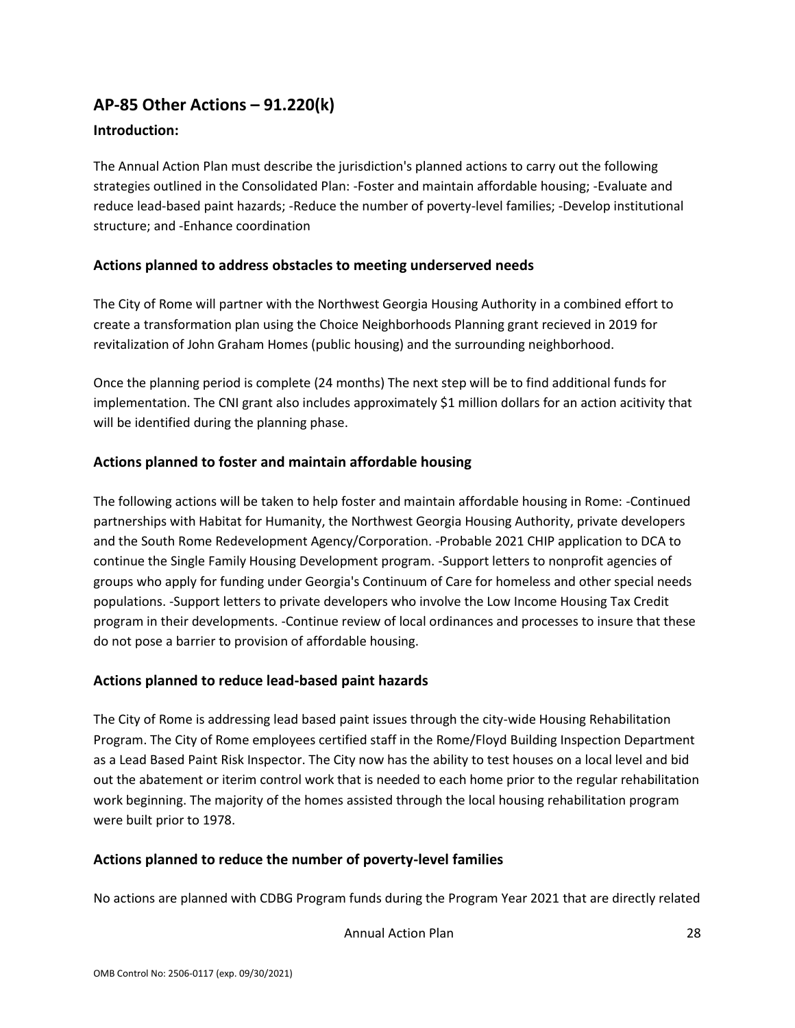## AP-85 Other Actions – 91.220(k)

### Introduction:

The Annual Action Plan must describe the jurisdiction's planned actions to carry out the following strategies outlined in the Consolidated Plan: -Foster and maintain affordable housing; -Evaluate and reduce lead-based paint hazards; -Reduce the number of poverty-level families; -Develop institutional structure; and -Enhance coordination

### Actions planned to address obstacles to meeting underserved needs

The City of Rome will partner with the Northwest Georgia Housing Authority in a combined effort to create a transformation plan using the Choice Neighborhoods Planning grant recieved in 2019 for revitalization of John Graham Homes (public housing) and the surrounding neighborhood.

Once the planning period is complete (24 months) The next step will be to find additional funds for implementation. The CNI grant also includes approximately $1 million dollars for an action acitivity that will be identified during the planning phase.

### Actions planned to foster and maintain affordable housing

The following actions will be taken to help foster and maintain affordable housing in Rome: -Continued partnerships with Habitat for Humanity, the Northwest Georgia Housing Authority, private developers and the South Rome Redevelopment Agency/Corporation. -Probable 2021 CHIP application to DCA to continue the Single Family Housing Development program. -Support letters to nonprofit agencies of groups who apply for funding under Georgia's Continuum of Care for homeless and other special needs populations. -Support letters to private developers who involve the Low Income Housing Tax Credit program in their developments. -Continue review of local ordinances and processes to insure that these do not pose a barrier to provision of affordable housing.

### Actions planned to reduce lead-based paint hazards

The City of Rome is addressing lead based paint issues through the city-wide Housing Rehabilitation Program. The City of Rome employees certified staff in the Rome/Floyd Building Inspection Department as a Lead Based Paint Risk Inspector. The City now has the ability to test houses on a local level and bid out the abatement or iterim control work that is needed to each home prior to the regular rehabilitation work beginning. The majority of the homes assisted through the local housing rehabilitation program were built prior to 1978.

### Actions planned to reduce the number of poverty-level families

No actions are planned with CDBG Program funds during the Program Year 2021 that are directly related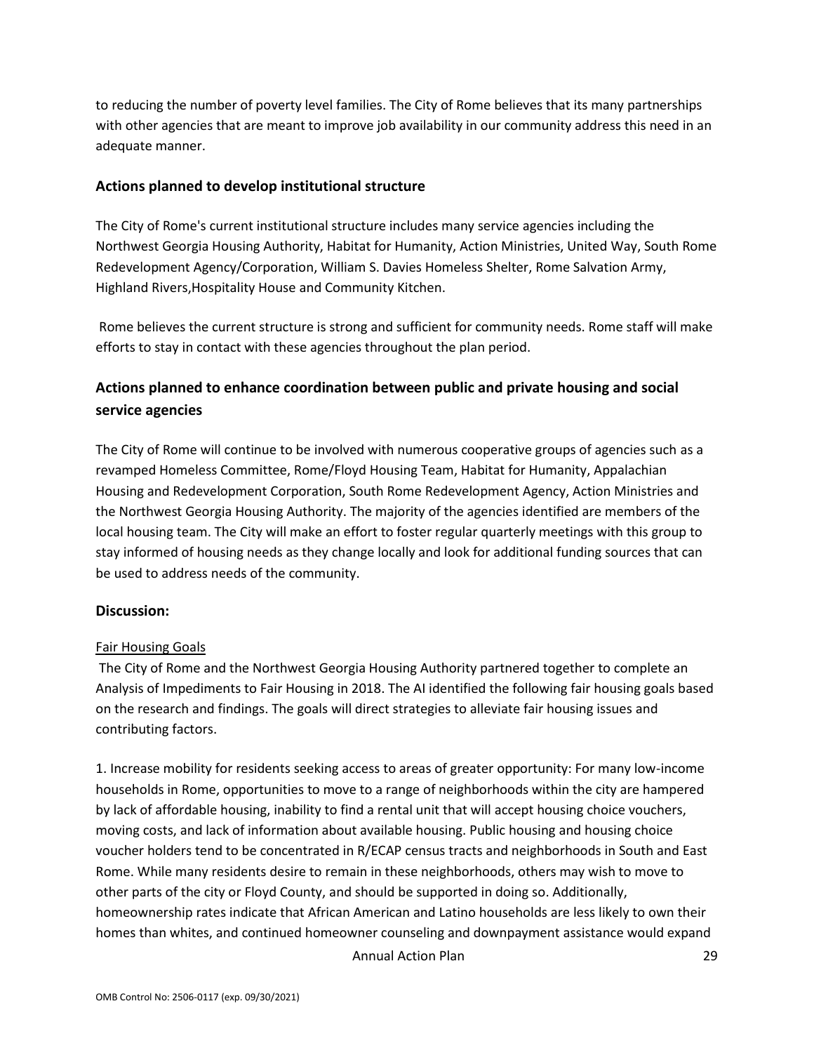to reducing the number of poverty level families. The City of Rome believes that its many partnerships with other agencies that are meant to improve job availability in our community address this need in an adequate manner.

## Actions planned to develop institutional structure

The City of Rome's current institutional structure includes many service agencies including the Northwest Georgia Housing Authority, Habitat for Humanity, Action Ministries, United Way, South Rome Redevelopment Agency/Corporation, William S. Davies Homeless Shelter, Rome Salvation Army, Highland Rivers,Hospitality House and Community Kitchen.

Rome believes the current structure is strong and sufficient for community needs. Rome staff will make efforts to stay in contact with these agencies throughout the plan period.

## Actions planned to enhance coordination between public and private housing and social service agencies

The City of Rome will continue to be involved with numerous cooperative groups of agencies such as a revamped Homeless Committee, Rome/Floyd Housing Team, Habitat for Humanity, Appalachian Housing and Redevelopment Corporation, South Rome Redevelopment Agency, Action Ministries and the Northwest Georgia Housing Authority. The majority of the agencies identified are members of the local housing team. The City will make an effort to foster regular quarterly meetings with this group to stay informed of housing needs as they change locally and look for additional funding sources that can be used to address needs of the community.

## Discussion:

Fair Housing Goals

The City of Rome and the Northwest Georgia Housing Authority partnered together to complete an Analysis of Impediments to Fair Housing in 2018. The AI identified the following fair housing goals based on the research and findings. The goals will direct strategies to alleviate fair housing issues and contributing factors.

1. Increase mobility for residents seeking access to areas of greater opportunity: For many low-income households in Rome, opportunities to move to a range of neighborhoods within the city are hampered by lack of affordable housing, inability to find a rental unit that will accept housing choice vouchers, moving costs, and lack of information about available housing. Public housing and housing choice voucher holders tend to be concentrated in R/ECAP census tracts and neighborhoods in South and East Rome. While many residents desire to remain in these neighborhoods, others may wish to move to other parts of the city or Floyd County, and should be supported in doing so. Additionally, homeownership rates indicate that African American and Latino households are less likely to own their homes than whites, and continued homeowner counseling and downpayment assistance would expand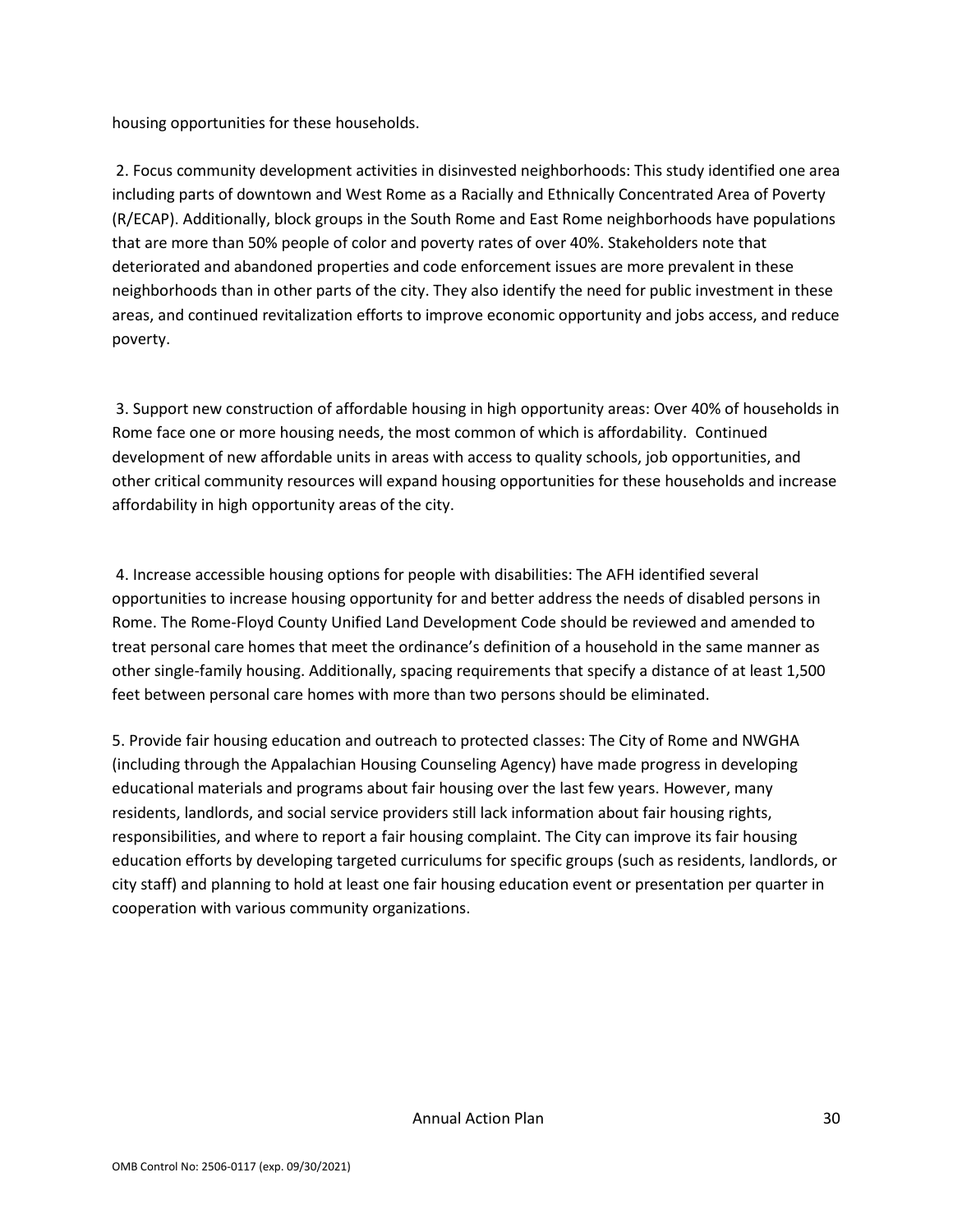housing opportunities for these households.

2. Focus community development activities in disinvested neighborhoods: This study identified one area including parts of downtown and West Rome as a Racially and Ethnically Concentrated Area of Poverty (R/ECAP). Additionally, block groups in the South Rome and East Rome neighborhoods have populations that are more than 50% people of color and poverty rates of over 40%. Stakeholders note that deteriorated and abandoned properties and code enforcement issues are more prevalent in these neighborhoods than in other parts of the city. They also identify the need for public investment in these areas, and continued revitalization efforts to improve economic opportunity and jobs access, and reduce poverty.

3. Support new construction of affordable housing in high opportunity areas: Over 40% of households in Rome face one or more housing needs, the most common of which is affordability. Continued development of new affordable units in areas with access to quality schools, job opportunities, and other critical community resources will expand housing opportunities for these households and increase affordability in high opportunity areas of the city.

4. Increase accessible housing options for people with disabilities: The AFH identified several opportunities to increase housing opportunity for and better address the needs of disabled persons in Rome. The Rome-Floyd County Unified Land Development Code should be reviewed and amended to treat personal care homes that meet the ordinance's definition of a household in the same manner as other single-family housing. Additionally, spacing requirements that specify a distance of at least 1,500 feet between personal care homes with more than two persons should be eliminated.

5. Provide fair housing education and outreach to protected classes: The City of Rome and NWGHA (including through the Appalachian Housing Counseling Agency) have made progress in developing educational materials and programs about fair housing over the last few years. However, many residents, landlords, and social service providers still lack information about fair housing rights, responsibilities, and where to report a fair housing complaint. The City can improve its fair housing education efforts by developing targeted curriculums for specific groups (such as residents, landlords, or city staff) and planning to hold at least one fair housing education event or presentation per quarter in cooperation with various community organizations.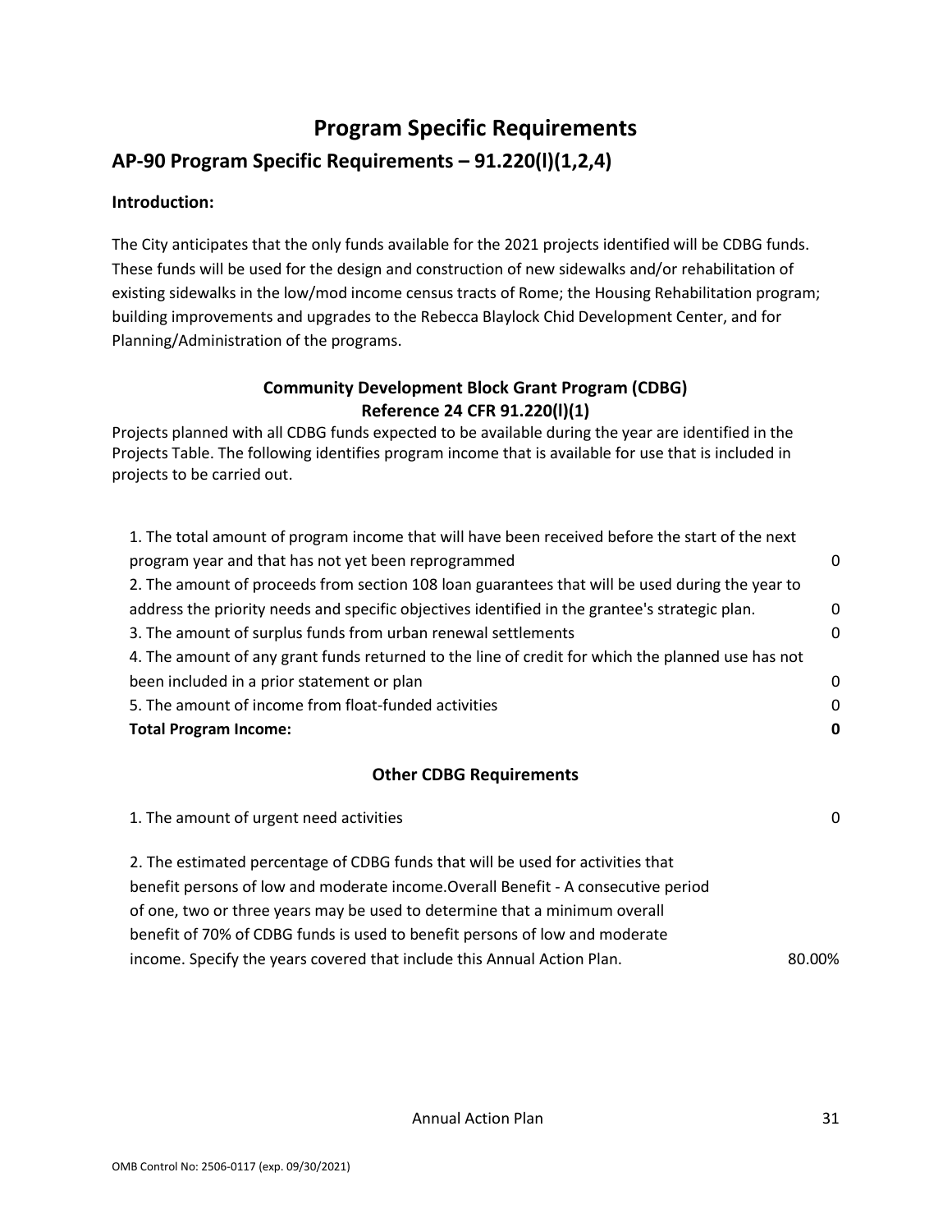# Program Specific Requirements

## AP-90 Program Specific Requirements – 91.220(l)(1,2,4)

**Introduction:**

The City anticipates that the only funds available for the 2021 projects identified will be CDBG funds. These funds will be used for the design and construction of new sidewalks and/or rehabilitation of existing sidewalks in the low/mod income census tracts of Rome; the Housing Rehabilitation program; building improvements and upgrades to the Rebecca Blaylock Chid Development Center, and for Planning/Administration of the programs.

### Community Development Block Grant Program (CDBG)
### Reference 24 CFR 91.220(l)(1)

Projects planned with all CDBG funds expected to be available during the year are identified in the Projects Table. The following identifies program income that is available for use that is included in projects to be carried out.

| | |
|---|---|
| 1. The total amount of program income that will have been received before the start of the next program year and that has not yet been reprogrammed | 0 |
| 2. The amount of proceeds from section 108 loan guarantees that will be used during the year to address the priority needs and specific objectives identified in the grantee's strategic plan. | 0 |
| 3. The amount of surplus funds from urban renewal settlements | 0 |
| 4. The amount of any grant funds returned to the line of credit for which the planned use has not been included in a prior statement or plan | 0 |
| 5. The amount of income from float-funded activities | 0 |
| **Total Program Income:** | **0** |

### Other CDBG Requirements

| | |
|---|---|
| 1. The amount of urgent need activities | 0 |
| 2. The estimated percentage of CDBG funds that will be used for activities that benefit persons of low and moderate income.Overall Benefit - A consecutive period of one, two or three years may be used to determine that a minimum overall benefit of 70% of CDBG funds is used to benefit persons of low and moderate income. Specify the years covered that include this Annual Action Plan. | 80.00% |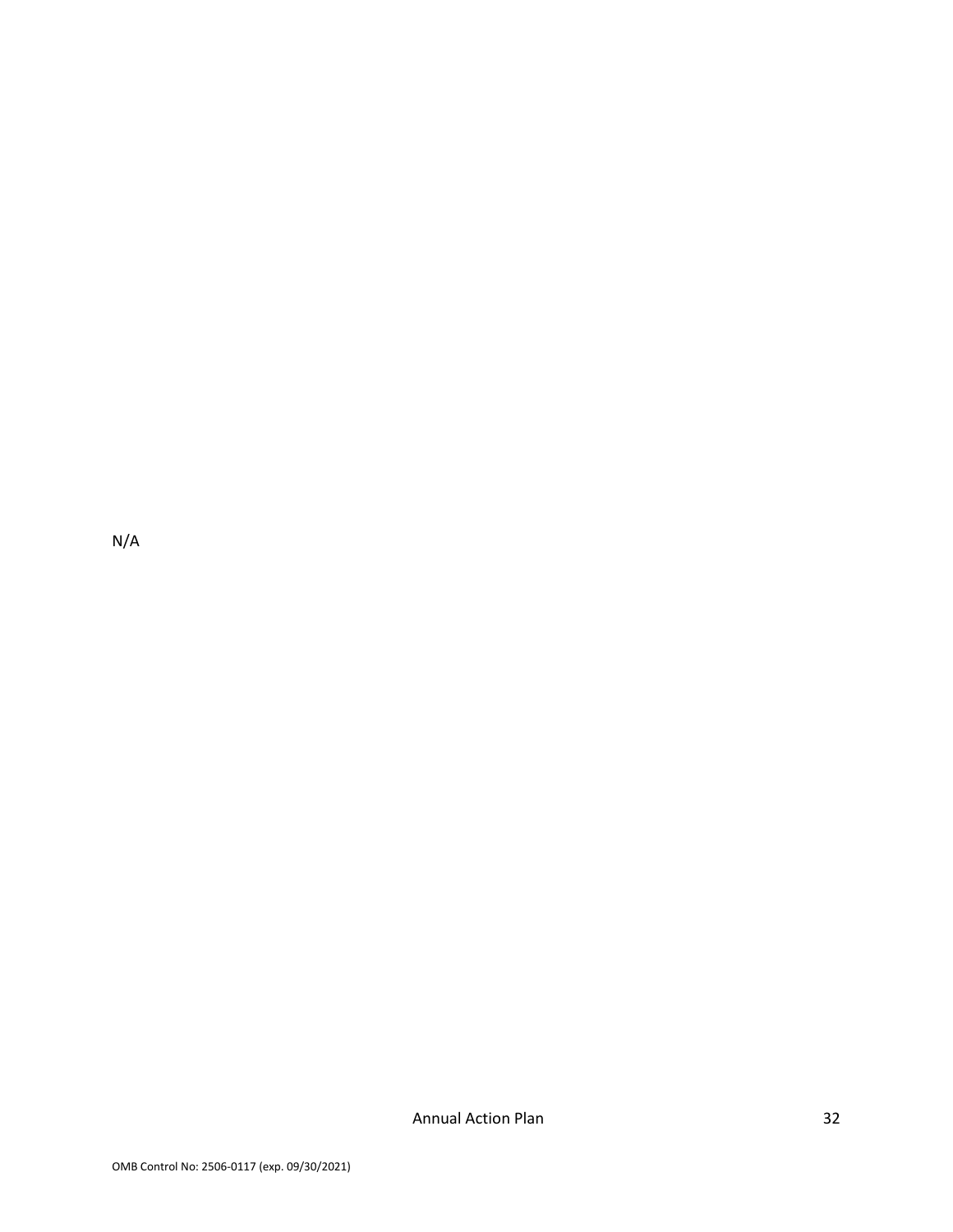N/A